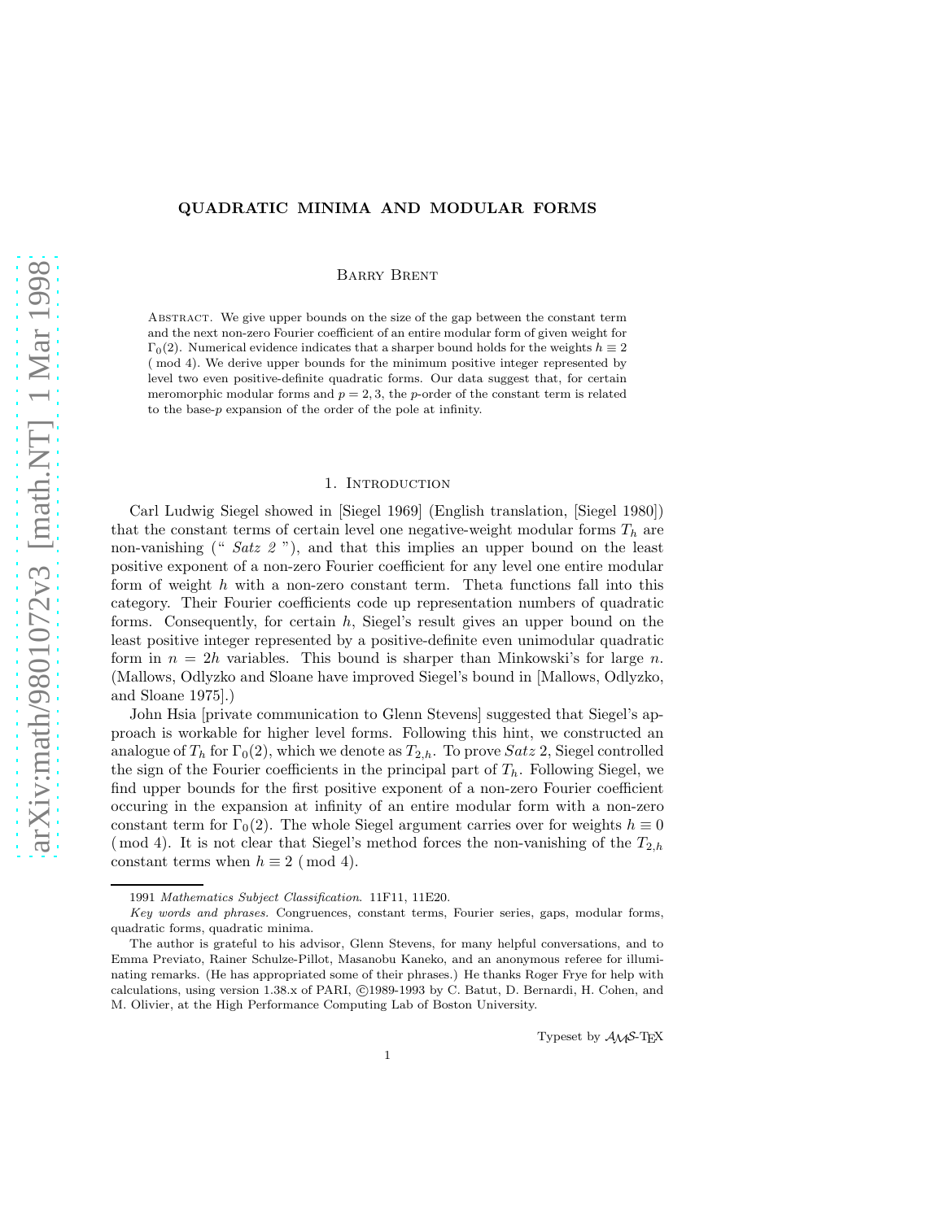# QUADRATIC MINIMA AND MODULAR FORMS

Barry Brent

Abstract. We give upper bounds on the size of the gap between the constant term and the next non-zero Fourier coefficient of an entire modular form of given weight for $\Gamma_0(2)$. Numerical evidence indicates that a sharper bound holds for the weights $h \equiv 2 \pmod 4$. We derive upper bounds for the minimum positive integer represented by level two even positive-definite quadratic forms. Our data suggest that, for certain meromorphic modular forms and $p = 2, 3$, the $p$-order of the constant term is related to the base-$p$ expansion of the order of the pole at infinity.

## 1. Introduction

Carl Ludwig Siegel showed in [Siegel 1969] (English translation, [Siegel 1980]) that the constant terms of certain level one negative-weight modular forms $T_h$ are non-vanishing (" *Satz 2* "), and that this implies an upper bound on the least positive exponent of a non-zero Fourier coefficient for any level one entire modular form of weight $h$ with a non-zero constant term. Theta functions fall into this category. Their Fourier coefficients code up representation numbers of quadratic forms. Consequently, for certain $h$, Siegel's result gives an upper bound on the least positive integer represented by a positive-definite even unimodular quadratic form in $n = 2h$ variables. This bound is sharper than Minkowski's for large $n$. (Mallows, Odlyzko and Sloane have improved Siegel's bound in [Mallows, Odlyzko, and Sloane 1975].)

John Hsia [private communication to Glenn Stevens] suggested that Siegel's approach is workable for higher level forms. Following this hint, we constructed an analogue of $T_h$ for $\Gamma_0(2)$, which we denote as $T_{2,h}$. To prove *Satz* 2, Siegel controlled the sign of the Fourier coefficients in the principal part of $T_h$. Following Siegel, we find upper bounds for the first positive exponent of a non-zero Fourier coefficient occuring in the expansion at infinity of an entire modular form with a non-zero constant term for $\Gamma_0(2)$. The whole Siegel argument carries over for weights $h \equiv 0 \pmod 4$. It is not clear that Siegel's method forces the non-vanishing of the $T_{2,h}$ constant terms when $h \equiv 2 \pmod 4$.

1991 *Mathematics Subject Classification*. 11F11, 11E20.

*Key words and phrases.* Congruences, constant terms, Fourier series, gaps, modular forms, quadratic forms, quadratic minima.

The author is grateful to his advisor, Glenn Stevens, for many helpful conversations, and to Emma Previato, Rainer Schulze-Pillot, Masanobu Kaneko, and an anonymous referee for illuminating remarks. (He has appropriated some of their phrases.) He thanks Roger Frye for help with calculations, using version 1.38.x of PARI, ©1989-1993 by C. Batut, D. Bernardi, H. Cohen, and M. Olivier, at the High Performance Computing Lab of Boston University.

Typeset by $\mathcal{A}\mathcal{M}\mathcal{S}$-TEX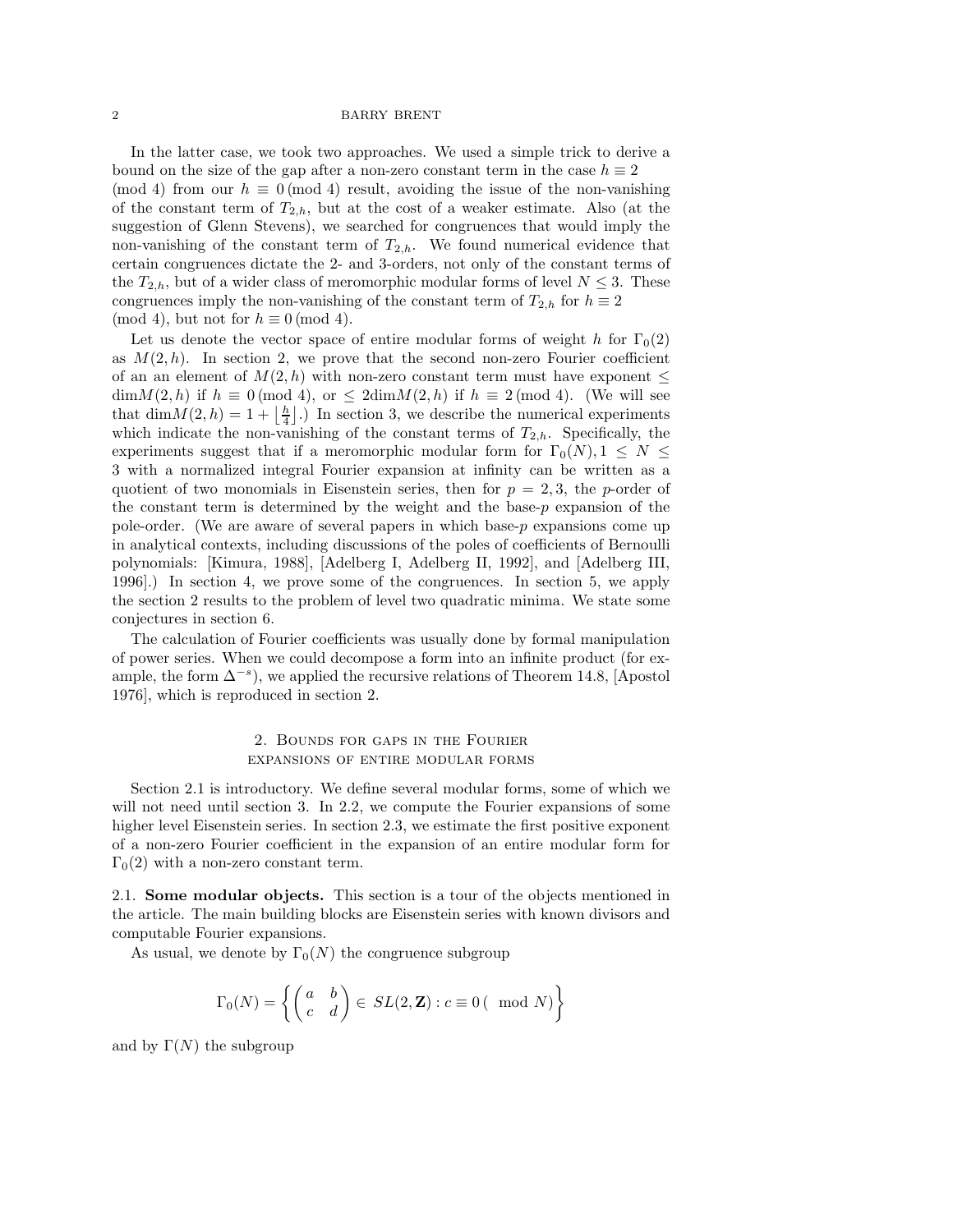In the latter case, we took two approaches. We used a simple trick to derive a bound on the size of the gap after a non-zero constant term in the case $h \equiv 2 \pmod 4$ from our $h \equiv 0 \pmod 4$ result, avoiding the issue of the non-vanishing of the constant term of $T_{2,h}$, but at the cost of a weaker estimate. Also (at the suggestion of Glenn Stevens), we searched for congruences that would imply the non-vanishing of the constant term of $T_{2,h}$. We found numerical evidence that certain congruences dictate the 2- and 3-orders, not only of the constant terms of the $T_{2,h}$, but of a wider class of meromorphic modular forms of level $N \leq 3$. These congruences imply the non-vanishing of the constant term of $T_{2,h}$ for $h \equiv 2 \pmod 4$, but not for $h \equiv 0 \pmod 4$.

Let us denote the vector space of entire modular forms of weight $h$ for $\Gamma_0(2)$ as $M(2,h)$. In section 2, we prove that the second non-zero Fourier coefficient of an an element of $M(2,h)$ with non-zero constant term must have exponent $\leq \dim M(2,h)$ if $h \equiv 0 \pmod 4$, or $\leq 2\dim M(2,h)$ if $h \equiv 2 \pmod 4$. (We will see that $\dim M(2,h) = 1 + \lfloor \frac{h}{4} \rfloor$.) In section 3, we describe the numerical experiments which indicate the non-vanishing of the constant terms of $T_{2,h}$. Specifically, the experiments suggest that if a meromorphic modular form for $\Gamma_0(N), 1 \leq N \leq 3$ with a normalized integral Fourier expansion at infinity can be written as a quotient of two monomials in Eisenstein series, then for $p = 2, 3$, the $p$-order of the constant term is determined by the weight and the base-$p$ expansion of the pole-order. (We are aware of several papers in which base-$p$ expansions come up in analytical contexts, including discussions of the poles of coefficients of Bernoulli polynomials: [Kimura, 1988], [Adelberg I, Adelberg II, 1992], and [Adelberg III, 1996].) In section 4, we prove some of the congruences. In section 5, we apply the section 2 results to the problem of level two quadratic minima. We state some conjectures in section 6.

The calculation of Fourier coefficients was usually done by formal manipulation of power series. When we could decompose a form into an infinite product (for example, the form $\Delta^{-s}$), we applied the recursive relations of Theorem 14.8, [Apostol 1976], which is reproduced in section 2.

## 2. Bounds for gaps in the Fourier expansions of entire modular forms

Section 2.1 is introductory. We define several modular forms, some of which we will not need until section 3. In 2.2, we compute the Fourier expansions of some higher level Eisenstein series. In section 2.3, we estimate the first positive exponent of a non-zero Fourier coefficient in the expansion of an entire modular form for $\Gamma_0(2)$ with a non-zero constant term.

### 2.1. **Some modular objects.**

This section is a tour of the objects mentioned in the article. The main building blocks are Eisenstein series with known divisors and computable Fourier expansions.

As usual, we denote by $\Gamma_0(N)$ the congruence subgroup

$$\Gamma_0(N) = \left\{ \begin{pmatrix} a & b \\ c & d \end{pmatrix} \in SL(2, \mathbf{Z}) : c \equiv 0 \,(\mod N) \right\}$$

and by $\Gamma(N)$ the subgroup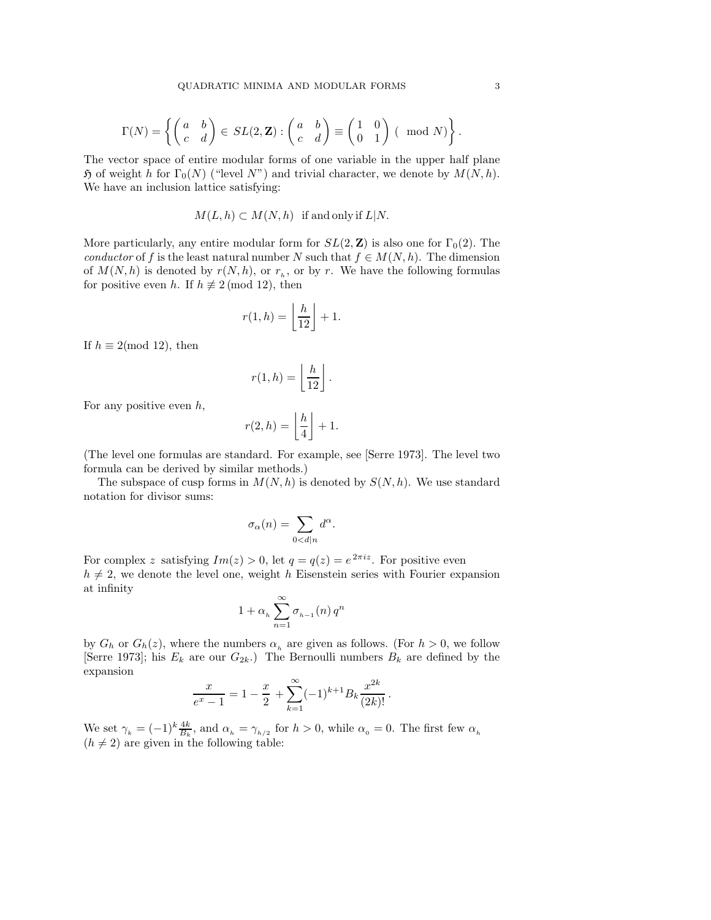$$\Gamma(N) = \left\{ \begin{pmatrix} a & b \\ c & d \end{pmatrix} \in SL(2, \mathbf{Z}) : \begin{pmatrix} a & b \\ c & d \end{pmatrix} \equiv \begin{pmatrix} 1 & 0 \\ 0 & 1 \end{pmatrix} \ (\mod N) \right\}.$$

The vector space of entire modular forms of one variable in the upper half plane $\mathfrak{H}$ of weight $h$ for $\Gamma_0(N)$ ("level $N$") and trivial character, we denote by $M(N, h)$. We have an inclusion lattice satisfying:

$$M(L, h) \subset M(N, h) \quad \text{if and only if } L|N.$$

More particularly, any entire modular form for $SL(2, \mathbf{Z})$ is also one for $\Gamma_0(2)$. The *conductor* of $f$ is the least natural number $N$ such that $f \in M(N, h)$. The dimension of $M(N, h)$ is denoted by $r(N, h)$, or $r_h$, or by $r$. We have the following formulas for positive even $h$. If $h \not\equiv 2 \,(\text{mod } 12)$, then

$$r(1, h) = \left\lfloor \frac{h}{12} \right\rfloor + 1.$$

If $h \equiv 2 (\text{mod } 12)$, then

$$r(1, h) = \left\lfloor \frac{h}{12} \right\rfloor.$$

For any positive even $h$,

$$r(2, h) = \left\lfloor \frac{h}{4} \right\rfloor + 1.$$

(The level one formulas are standard. For example, see [Serre 1973]. The level two formula can be derived by similar methods.)

The subspace of cusp forms in $M(N, h)$ is denoted by $S(N, h)$. We use standard notation for divisor sums:

$$\sigma_\alpha(n) = \sum_{0<d|n} d^\alpha.$$

For complex $z$ satisfying $Im(z) > 0$, let $q = q(z) = e^{2\pi i z}$. For positive even $h \neq 2$, we denote the level one, weight $h$ Eisenstein series with Fourier expansion at infinity

$$1 + \alpha_h \sum_{n=1}^{\infty} \sigma_{h-1}(n)\, q^n$$

by $G_h$ or $G_h(z)$, where the numbers $\alpha_h$ are given as follows. (For $h > 0$, we follow [Serre 1973]; his $E_k$ are our $G_{2k}$.) The Bernoulli numbers $B_k$ are defined by the expansion

$$\frac{x}{e^x - 1} = 1 - \frac{x}{2} + \sum_{k=1}^{\infty} (-1)^{k+1} B_k \frac{x^{2k}}{(2k)!}.$$

We set $\gamma_k = (-1)^k \frac{4k}{B_k}$, and $\alpha_h = \gamma_{h/2}$ for $h > 0$, while $\alpha_0 = 0$. The first few $\alpha_h$ ($h \neq 2$) are given in the following table: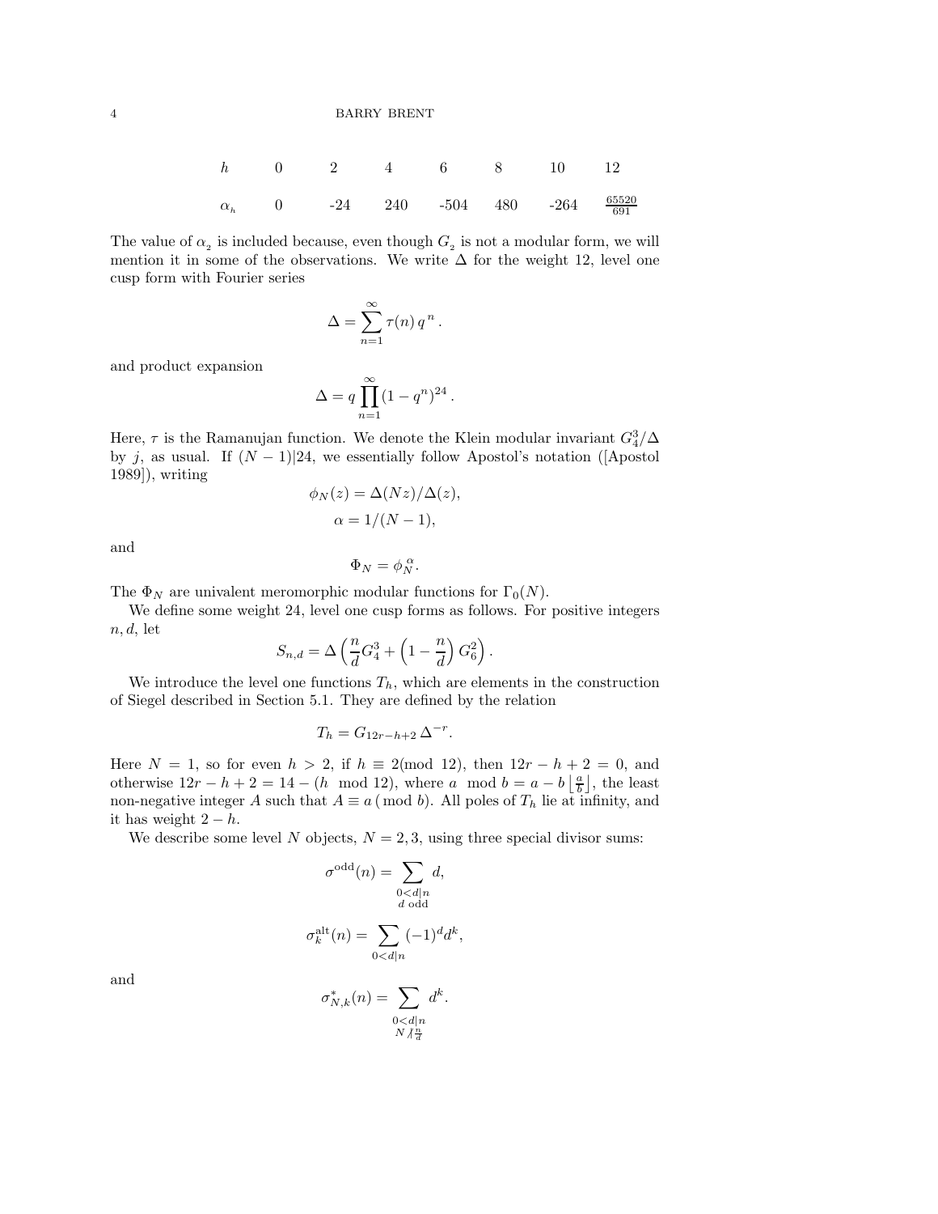| $h$ | 0 | 2 | 4 | 6 | 8 | 10 | 12 |
|---|---|---|---|---|---|---|---|
| $\alpha_h$ | 0 | -24 | 240 | -504 | 480 | -264 | $\frac{65520}{691}$ |

The value of $\alpha_2$ is included because, even though $G_2$ is not a modular form, we will mention it in some of the observations. We write $\Delta$ for the weight 12, level one cusp form with Fourier series

$$\Delta = \sum_{n=1}^{\infty} \tau(n)\, q^{\,n}\,.$$

and product expansion

$$\Delta = q \prod_{n=1}^{\infty} (1 - q^n)^{24}\,.$$

Here, $\tau$ is the Ramanujan function. We denote the Klein modular invariant $G_4^3/\Delta$ by $j$, as usual. If $(N-1)|24$, we essentially follow Apostol's notation ([Apostol 1989]), writing

$$\phi_N(z) = \Delta(Nz)/\Delta(z),$$
$$\alpha = 1/(N-1),$$

and

$$\Phi_N = \phi_N^{\,\alpha}.$$

The $\Phi_N$ are univalent meromorphic modular functions for $\Gamma_0(N)$.

We define some weight 24, level one cusp forms as follows. For positive integers $n, d$, let

$$S_{n,d} = \Delta \left( \frac{n}{d} G_4^3 + \left(1 - \frac{n}{d}\right) G_6^2 \right).$$

We introduce the level one functions $T_h$, which are elements in the construction of Siegel described in Section 5.1. They are defined by the relation

$$T_h = G_{12r-h+2}\, \Delta^{-r}.$$

Here $N = 1$, so for even $h > 2$, if $h \equiv 2 (\text{mod } 12)$, then $12r - h + 2 = 0$, and otherwise $12r - h + 2 = 14 - (h \mod 12)$, where $a \mod b = a - b \left\lfloor \frac{a}{b} \right\rfloor$, the least non-negative integer $A$ such that $A \equiv a \,(\bmod\, b)$. All poles of $T_h$ lie at infinity, and it has weight $2 - h$.

We describe some level $N$ objects, $N = 2, 3$, using three special divisor sums:

$$\sigma^{\text{odd}}(n) = \sum_{\substack{0<d|n \\ d \text{ odd}}} d,$$

$$\sigma_k^{\text{alt}}(n) = \sum_{0<d|n} (-1)^d d^k,$$

and

$$\sigma_{N,k}^{*}(n) = \sum_{\substack{0<d|n \\ N \nmid \frac{n}{d}}} d^k.$$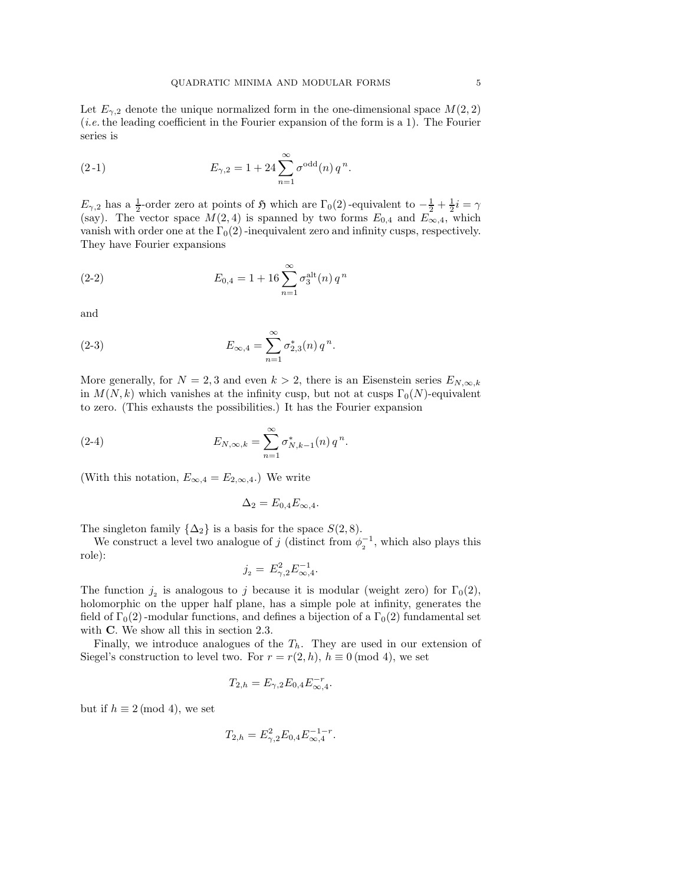Let $E_{\gamma,2}$ denote the unique normalized form in the one-dimensional space $M(2,2)$ (*i.e.* the leading coefficient in the Fourier expansion of the form is a 1). The Fourier series is

$$E_{\gamma,2} = 1 + 24 \sum_{n=1}^{\infty} \sigma^{\mathrm{odd}}(n)\, q^{\,n}. \tag{2-1}$$

$E_{\gamma,2}$ has a $\frac{1}{2}$-order zero at points of $\mathfrak{H}$ which are $\Gamma_0(2)$-equivalent to $-\frac{1}{2} + \frac{1}{2}i = \gamma$ (say). The vector space $M(2,4)$ is spanned by two forms $E_{0,4}$ and $E_{\infty,4}$, which vanish with order one at the $\Gamma_0(2)$-inequivalent zero and infinity cusps, respectively. They have Fourier expansions

$$E_{0,4} = 1 + 16 \sum_{n=1}^{\infty} \sigma_3^{\mathrm{alt}}(n)\, q^{\,n} \tag{2-2}$$

and

$$E_{\infty,4} = \sum_{n=1}^{\infty} \sigma_{2,3}^{*}(n)\, q^{\,n}. \tag{2-3}$$

More generally, for $N = 2, 3$ and even $k > 2$, there is an Eisenstein series $E_{N,\infty,k}$ in $M(N,k)$ which vanishes at the infinity cusp, but not at cusps $\Gamma_0(N)$-equivalent to zero. (This exhausts the possibilities.) It has the Fourier expansion

$$E_{N,\infty,k} = \sum_{n=1}^{\infty} \sigma_{N,k-1}^{*}(n)\, q^{\,n}. \tag{2-4}$$

(With this notation, $E_{\infty,4} = E_{2,\infty,4}$.) We write

$$\Delta_2 = E_{0,4} E_{\infty,4}.$$

The singleton family $\{\Delta_2\}$ is a basis for the space $S(2,8)$.

We construct a level two analogue of $j$ (distinct from $\phi_{_2}^{-1}$, which also plays this role):

$$j_{_2} = E_{\gamma,2}^2 E_{\infty,4}^{-1}.$$

The function $j_{_2}$ is analogous to $j$ because it is modular (weight zero) for $\Gamma_0(2)$, holomorphic on the upper half plane, has a simple pole at infinity, generates the field of $\Gamma_0(2)$-modular functions, and defines a bijection of a $\Gamma_0(2)$ fundamental set with $\mathbf{C}$. We show all this in section 2.3.

Finally, we introduce analogues of the $T_h$. They are used in our extension of Siegel's construction to level two. For $r = r(2,h)$, $h \equiv 0 \,(\mathrm{mod}\ 4)$, we set

$$T_{2,h} = E_{\gamma,2} E_{0,4} E_{\infty,4}^{-r}.$$

but if $h \equiv 2 \,(\mathrm{mod}\ 4)$, we set

$$T_{2,h} = E_{\gamma,2}^2 E_{0,4} E_{\infty,4}^{-1-r}.$$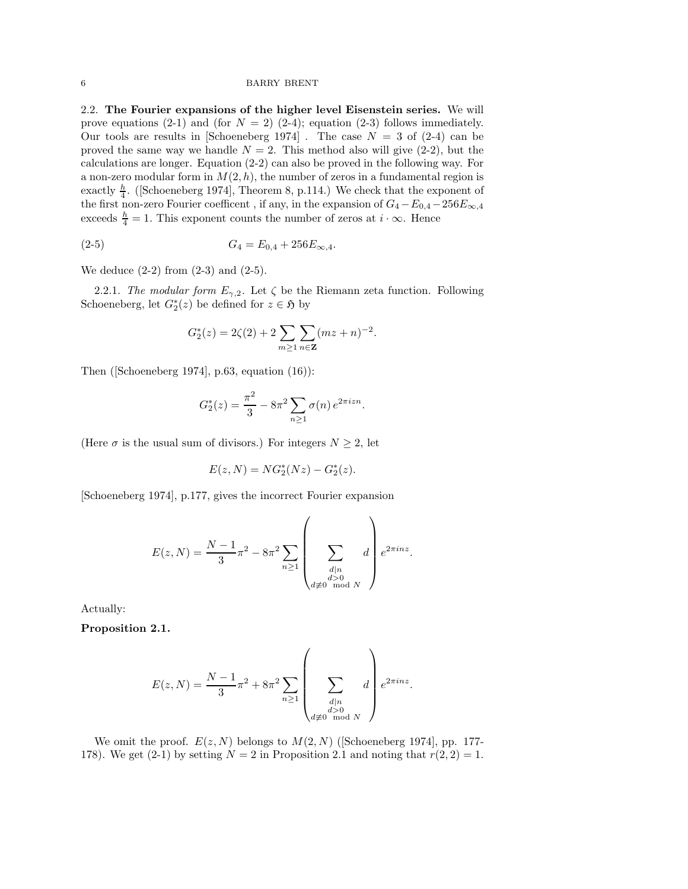2.2. **The Fourier expansions of the higher level Eisenstein series.** We will prove equations (2-1) and (for $N = 2$) (2-4); equation (2-3) follows immediately. Our tools are results in [Schoeneberg 1974] . The case $N = 3$ of (2-4) can be proved the same way we handle $N = 2$. This method also will give (2-2), but the calculations are longer. Equation (2-2) can also be proved in the following way. For a non-zero modular form in $M(2, h)$, the number of zeros in a fundamental region is exactly $\frac{h}{4}$. ([Schoeneberg 1974], Theorem 8, p.114.) We check that the exponent of the first non-zero Fourier coefficent , if any, in the expansion of $G_4 - E_{0,4} - 256E_{\infty,4}$ exceeds $\frac{h}{4} = 1$. This exponent counts the number of zeros at $i \cdot \infty$. Hence

$$G_4 = E_{0,4} + 256E_{\infty,4}. \tag{2-5}$$

We deduce (2-2) from (2-3) and (2-5).

2.2.1. *The modular form $E_{\gamma,2}$.* Let $\zeta$ be the Riemann zeta function. Following Schoeneberg, let $G_2^*(z)$ be defined for $z \in \mathfrak{H}$ by

$$G_2^*(z) = 2\zeta(2) + 2 \sum_{m \geq 1} \sum_{n \in \mathbf{Z}} (mz + n)^{-2}.$$

Then ([Schoeneberg 1974], p.63, equation (16)):

$$G_2^*(z) = \frac{\pi^2}{3} - 8\pi^2 \sum_{n \geq 1} \sigma(n)\, e^{2\pi i z n}.$$

(Here $\sigma$ is the usual sum of divisors.) For integers $N \geq 2$, let

$$E(z, N) = NG_2^*(Nz) - G_2^*(z).$$

[Schoeneberg 1974], p.177, gives the incorrect Fourier expansion

$$E(z, N) = \frac{N-1}{3}\pi^2 - 8\pi^2 \sum_{n \geq 1} \left( \sum_{\substack{d | n \\ d > 0 \\ d \not\equiv 0 \mod N}} d \right) e^{2\pi i n z}.$$

Actually:

**Proposition 2.1.**

$$E(z, N) = \frac{N-1}{3}\pi^2 + 8\pi^2 \sum_{n \geq 1} \left( \sum_{\substack{d | n \\ d > 0 \\ d \not\equiv 0 \mod N}} d \right) e^{2\pi i n z}.$$

We omit the proof. $E(z, N)$ belongs to $M(2, N)$ ([Schoeneberg 1974], pp. 177-178). We get (2-1) by setting $N = 2$ in Proposition 2.1 and noting that $r(2, 2) = 1$.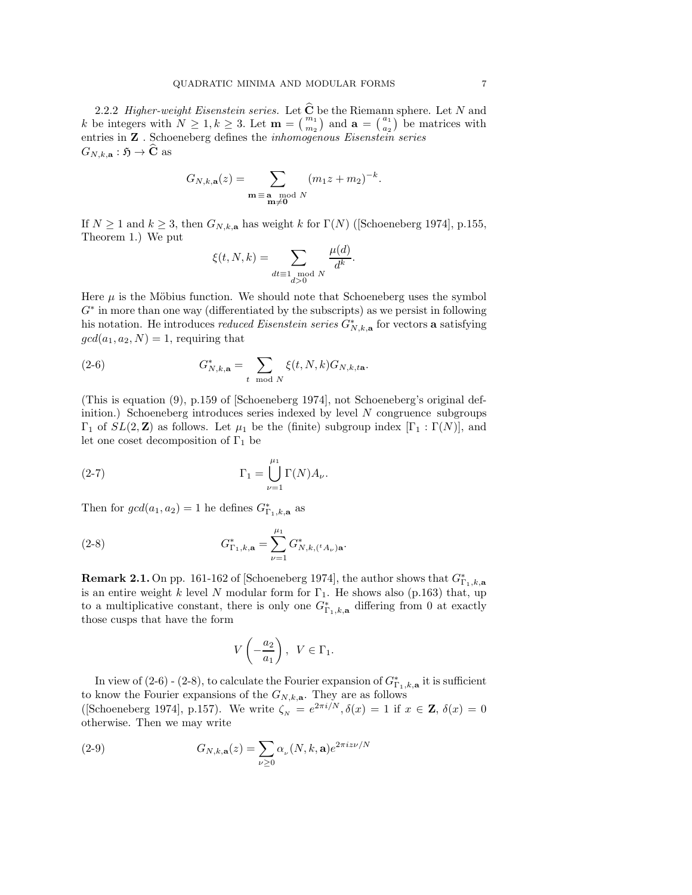2.2.2 *Higher-weight Eisenstein series.* Let $\widehat{\mathbf{C}}$ be the Riemann sphere. Let $N$ and $k$ be integers with $N \geq 1, k \geq 3$. Let $\mathbf{m} = \binom{m_1}{m_2}$ and $\mathbf{a} = \binom{a_1}{a_2}$ be matrices with entries in $\mathbf{Z}$ . Schoeneberg defines the *inhomogenous Eisenstein series* $G_{N,k,\mathbf{a}} : \mathfrak{H} \to \widehat{\mathbf{C}}$ as

$$G_{N,k,\mathbf{a}}(z) = \sum_{\substack{\mathbf{m} \equiv \mathbf{a} \mod N \\ \mathbf{m} \neq \mathbf{0}}} (m_1 z + m_2)^{-k}.$$

If $N \geq 1$ and $k \geq 3$, then $G_{N,k,\mathbf{a}}$ has weight $k$ for $\Gamma(N)$ ([Schoeneberg 1974], p.155, Theorem 1.) We put

$$\xi(t, N, k) = \sum_{\substack{dt \equiv 1 \mod N \\ d > 0}} \frac{\mu(d)}{d^k}.$$

Here $\mu$ is the Möbius function. We should note that Schoeneberg uses the symbol $G^*$ in more than one way (differentiated by the subscripts) as we persist in following his notation. He introduces *reduced Eisenstein series* $G^*_{N,k,\mathbf{a}}$ for vectors $\mathbf{a}$ satisfying $gcd(a_1, a_2, N) = 1$, requiring that

$$G^*_{N,k,\mathbf{a}} = \sum_{t \mod N} \xi(t, N, k) G_{N,k,t\mathbf{a}}. \tag{2-6}$$

(This is equation (9), p.159 of [Schoeneberg 1974], not Schoeneberg's original definition.) Schoeneberg introduces series indexed by level $N$ congruence subgroups $\Gamma_1$ of $SL(2, \mathbf{Z})$ as follows. Let $\mu_1$ be the (finite) subgroup index $[\Gamma_1 : \Gamma(N)]$, and let one coset decomposition of $\Gamma_1$ be

$$\Gamma_1 = \bigcup_{\nu=1}^{\mu_1} \Gamma(N) A_\nu. \tag{2-7}$$

Then for $gcd(a_1, a_2) = 1$ he defines $G^*_{\Gamma_1,k,\mathbf{a}}$ as

$$G^*_{\Gamma_1,k,\mathbf{a}} = \sum_{\nu=1}^{\mu_1} G^*_{N,k,({}^t A_\nu)\mathbf{a}}. \tag{2-8}$$

**Remark 2.1.** On pp. 161-162 of [Schoeneberg 1974], the author shows that $G^*_{\Gamma_1,k,\mathbf{a}}$ is an entire weight $k$ level $N$ modular form for $\Gamma_1$. He shows also (p.163) that, up to a multiplicative constant, there is only one $G^*_{\Gamma_1,k,\mathbf{a}}$ differing from 0 at exactly those cusps that have the form

$$V \left( -\frac{a_2}{a_1} \right), \;\; V \in \Gamma_1.$$

In view of (2-6) - (2-8), to calculate the Fourier expansion of $G^*_{\Gamma_1,k,\mathbf{a}}$ it is sufficient to know the Fourier expansions of the $G_{N,k,\mathbf{a}}$. They are as follows ([Schoeneberg 1974], p.157). We write $\zeta_N = e^{2\pi i/N}, \delta(x) = 1$ if $x \in \mathbf{Z}$, $\delta(x) = 0$ otherwise. Then we may write

$$G_{N,k,\mathbf{a}}(z) = \sum_{\nu \geq 0} \alpha_\nu(N, k, \mathbf{a}) e^{2\pi i z \nu / N} \tag{2-9}$$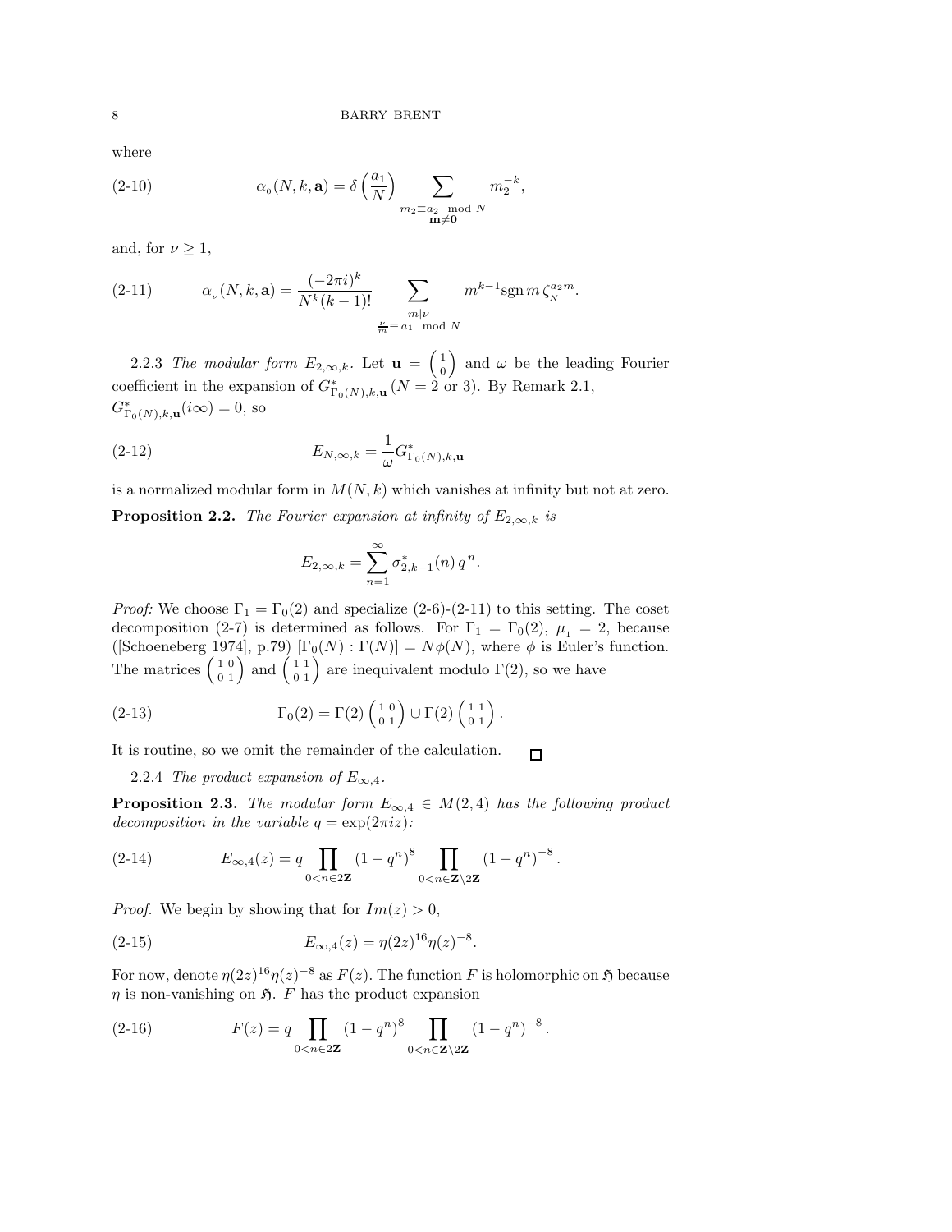where

$$\alpha_{_0}(N,k,\mathbf{a}) = \delta\left(\frac{a_1}{N}\right) \sum_{\substack{m_2 \equiv a_2 \mod N \\ \mathbf{m} \neq \mathbf{0}}} m_2^{-k}, \tag{2-10}$$

and, for $\nu \geq 1$,

$$\alpha_{_\nu}(N,k,\mathbf{a}) = \frac{(-2\pi i)^k}{N^k(k-1)!} \sum_{\substack{m|\nu \\ \frac{\nu}{m} \equiv a_1 \mod N}} m^{k-1} \mathrm{sgn}\, m\, \zeta_{_N}^{a_2 m}. \tag{2-11}$$

2.2.3 *The modular form* $E_{2,\infty,k}$. Let $\mathbf{u} = \begin{pmatrix} 1 \\ 0 \end{pmatrix}$ and $\omega$ be the leading Fourier coefficient in the expansion of $G^*_{\Gamma_0(N),k,\mathbf{u}}$ ($N = 2$ or 3). By Remark 2.1, $G^*_{\Gamma_0(N),k,\mathbf{u}}(i\infty) = 0$, so

$$E_{N,\infty,k} = \frac{1}{\omega} G^*_{\Gamma_0(N),k,\mathbf{u}} \tag{2-12}$$

is a normalized modular form in $M(N,k)$ which vanishes at infinity but not at zero.

**Proposition 2.2.** *The Fourier expansion at infinity of* $E_{2,\infty,k}$ *is*

$$E_{2,\infty,k} = \sum_{n=1}^{\infty} \sigma^*_{2,k-1}(n)\, q^n.$$

*Proof:* We choose $\Gamma_1 = \Gamma_0(2)$ and specialize (2-6)-(2-11) to this setting. The coset decomposition (2-7) is determined as follows. For $\Gamma_1 = \Gamma_0(2)$, $\mu_{_1} = 2$, because ([Schoeneberg 1974], p.79) $[\Gamma_0(N) : \Gamma(N)] = N\phi(N)$, where $\phi$ is Euler's function. The matrices $\begin{pmatrix} 1 & 0 \\ 0 & 1 \end{pmatrix}$ and $\begin{pmatrix} 1 & 1 \\ 0 & 1 \end{pmatrix}$ are inequivalent modulo $\Gamma(2)$, so we have

$$\Gamma_0(2) = \Gamma(2)\begin{pmatrix} 1 & 0 \\ 0 & 1 \end{pmatrix} \cup \Gamma(2)\begin{pmatrix} 1 & 1 \\ 0 & 1 \end{pmatrix}. \tag{2-13}$$

It is routine, so we omit the remainder of the calculation. $\square$

2.2.4 *The product expansion of* $E_{\infty,4}$.

**Proposition 2.3.** *The modular form* $E_{\infty,4} \in M(2,4)$ *has the following product decomposition in the variable* $q = \exp(2\pi i z)$*:*

$$E_{\infty,4}(z) = q \prod_{0<n\in 2\mathbf{Z}} (1-q^n)^8 \prod_{0<n\in \mathbf{Z}\setminus 2\mathbf{Z}} (1-q^n)^{-8}. \tag{2-14}$$

*Proof.* We begin by showing that for $Im(z) > 0$,

$$E_{\infty,4}(z) = \eta(2z)^{16}\eta(z)^{-8}. \tag{2-15}$$

For now, denote $\eta(2z)^{16}\eta(z)^{-8}$ as $F(z)$. The function $F$ is holomorphic on $\mathfrak{H}$ because $\eta$ is non-vanishing on $\mathfrak{H}$. $F$ has the product expansion

$$F(z) = q \prod_{0<n\in 2\mathbf{Z}} (1-q^n)^8 \prod_{0<n\in \mathbf{Z}\setminus 2\mathbf{Z}} (1-q^n)^{-8}. \tag{2-16}$$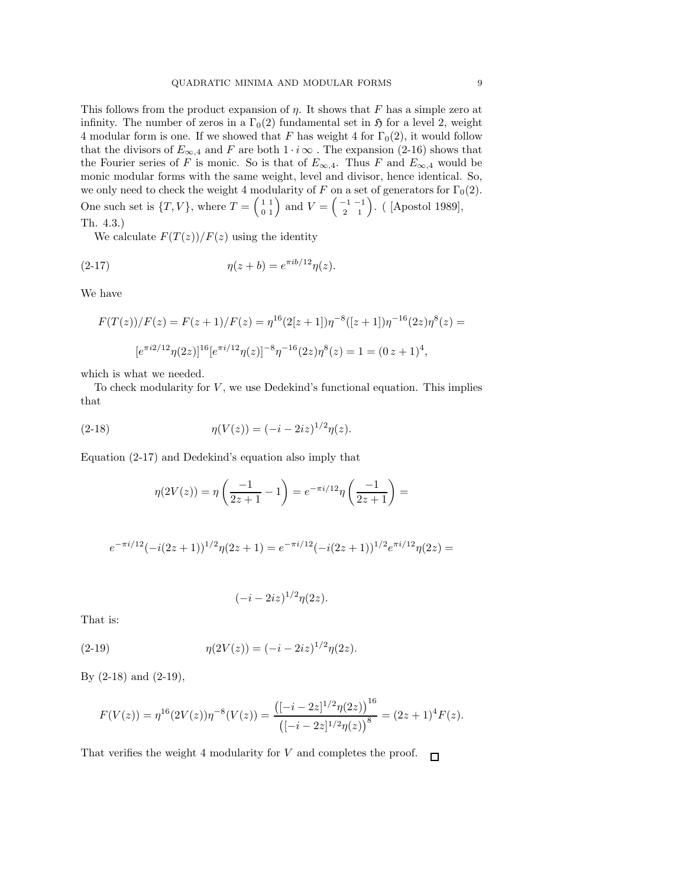This follows from the product expansion of $\eta$. It shows that $F$ has a simple zero at infinity. The number of zeros in a $\Gamma_0(2)$ fundamental set in $\mathfrak{H}$ for a level 2, weight 4 modular form is one. If we showed that $F$ has weight 4 for $\Gamma_0(2)$, it would follow that the divisors of $E_{\infty,4}$ and $F$ are both $1 \cdot i\infty$ . The expansion (2-16) shows that the Fourier series of $F$ is monic. So is that of $E_{\infty,4}$. Thus $F$ and $E_{\infty,4}$ would be monic modular forms with the same weight, level and divisor, hence identical. So, we only need to check the weight 4 modularity of $F$ on a set of generators for $\Gamma_0(2)$. One such set is $\{T, V\}$, where $T = \left(\begin{smallmatrix} 1 & 1 \\ 0 & 1 \end{smallmatrix}\right)$ and $V = \left(\begin{smallmatrix} -1 & -1 \\ 2 & 1 \end{smallmatrix}\right)$. ( [Apostol 1989], Th. 4.3.)

We calculate $F(T(z))/F(z)$ using the identity

$$\eta(z+b) = e^{\pi i b/12}\eta(z). \tag{2-17}$$

We have

$$F(T(z))/F(z) = F(z+1)/F(z) = \eta^{16}(2[z+1])\eta^{-8}([z+1])\eta^{-16}(2z)\eta^{8}(z) =$$

$$[e^{\pi i 2/12}\eta(2z)]^{16}[e^{\pi i/12}\eta(z)]^{-8}\eta^{-16}(2z)\eta^{8}(z) = 1 = (0\,z+1)^4,$$

which is what we needed.

To check modularity for $V$, we use Dedekind's functional equation. This implies that

$$\eta(V(z)) = (-i-2iz)^{1/2}\eta(z). \tag{2-18}$$

Equation (2-17) and Dedekind's equation also imply that

$$\eta(2V(z)) = \eta\left(\frac{-1}{2z+1} - 1\right) = e^{-\pi i/12}\eta\left(\frac{-1}{2z+1}\right) =$$

$$e^{-\pi i/12}(-i(2z+1))^{1/2}\eta(2z+1) = e^{-\pi i/12}(-i(2z+1))^{1/2}e^{\pi i/12}\eta(2z) =$$

$$(-i-2iz)^{1/2}\eta(2z).$$

That is:

$$\eta(2V(z)) = (-i-2iz)^{1/2}\eta(2z). \tag{2-19}$$

By (2-18) and (2-19),

$$F(V(z)) = \eta^{16}(2V(z))\eta^{-8}(V(z)) = \frac{\left([-i-2z]^{1/2}\eta(2z)\right)^{16}}{\left([-i-2z]^{1/2}\eta(z)\right)^{8}} = (2z+1)^4F(z).$$

That verifies the weight 4 modularity for $V$ and completes the proof. $\square$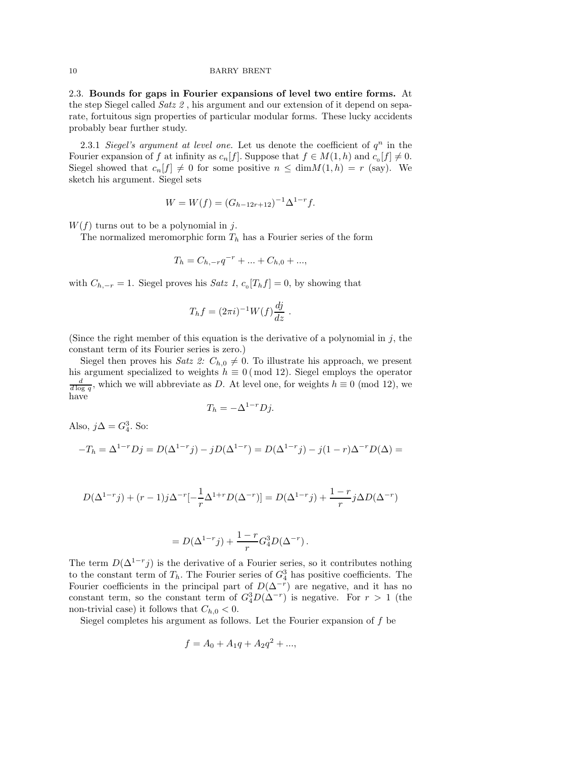### 2.3. Bounds for gaps in Fourier expansions of level two entire forms.

At the step Siegel called *Satz 2*, his argument and our extension of it depend on separate, fortuitous sign properties of particular modular forms. These lucky accidents probably bear further study.

2.3.1 *Siegel's argument at level one.* Let us denote the coefficient of $q^n$ in the Fourier expansion of $f$ at infinity as $c_n[f]$. Suppose that $f \in M(1, h)$ and $c_0[f] \neq 0$. Siegel showed that $c_n[f] \neq 0$ for some positive $n \leq \dim M(1, h) = r$ (say). We sketch his argument. Siegel sets

$$W = W(f) = (G_{h-12r+12})^{-1} \Delta^{1-r} f.$$

$W(f)$ turns out to be a polynomial in $j$.

The normalized meromorphic form $T_h$ has a Fourier series of the form

$$T_h = C_{h,-r} q^{-r} + ... + C_{h,0} + ...,$$

with $C_{h,-r} = 1$. Siegel proves his *Satz 1*, $c_0[T_h f] = 0$, by showing that

$$T_h f = (2\pi i)^{-1} W(f) \frac{dj}{dz} .$$

(Since the right member of this equation is the derivative of a polynomial in $j$, the constant term of its Fourier series is zero.)

Siegel then proves his *Satz 2:* $C_{h,0} \neq 0$. To illustrate his approach, we present his argument specialized to weights $h \equiv 0 \,(\bmod\, 12)$. Siegel employs the operator $\frac{d}{d \log q}$, which we will abbreviate as $D$. At level one, for weights $h \equiv 0 \pmod{12}$, we have

$$T_h = -\Delta^{1-r} Dj.$$

Also, $j\Delta = G_4^3$. So:

$$-T_h = \Delta^{1-r} Dj = D(\Delta^{1-r} j) - jD(\Delta^{1-r}) = D(\Delta^{1-r} j) - j(1-r)\Delta^{-r} D(\Delta) =$$

$$D(\Delta^{1-r} j) + (r-1) j \Delta^{-r} [-\frac{1}{r} \Delta^{1+r} D(\Delta^{-r})] = D(\Delta^{1-r} j) + \frac{1-r}{r} j \Delta D(\Delta^{-r})$$

$$= D(\Delta^{1-r} j) + \frac{1-r}{r} G_4^3 D(\Delta^{-r}) .$$

The term $D(\Delta^{1-r} j)$ is the derivative of a Fourier series, so it contributes nothing to the constant term of $T_h$. The Fourier series of $G_4^3$ has positive coefficients. The Fourier coefficients in the principal part of $D(\Delta^{-r})$ are negative, and it has no constant term, so the constant term of $G_4^3 D(\Delta^{-r})$ is negative. For $r > 1$ (the non-trivial case) it follows that $C_{h,0} < 0$.

Siegel completes his argument as follows. Let the Fourier expansion of $f$ be

$$f = A_0 + A_1 q + A_2 q^2 + ...,$$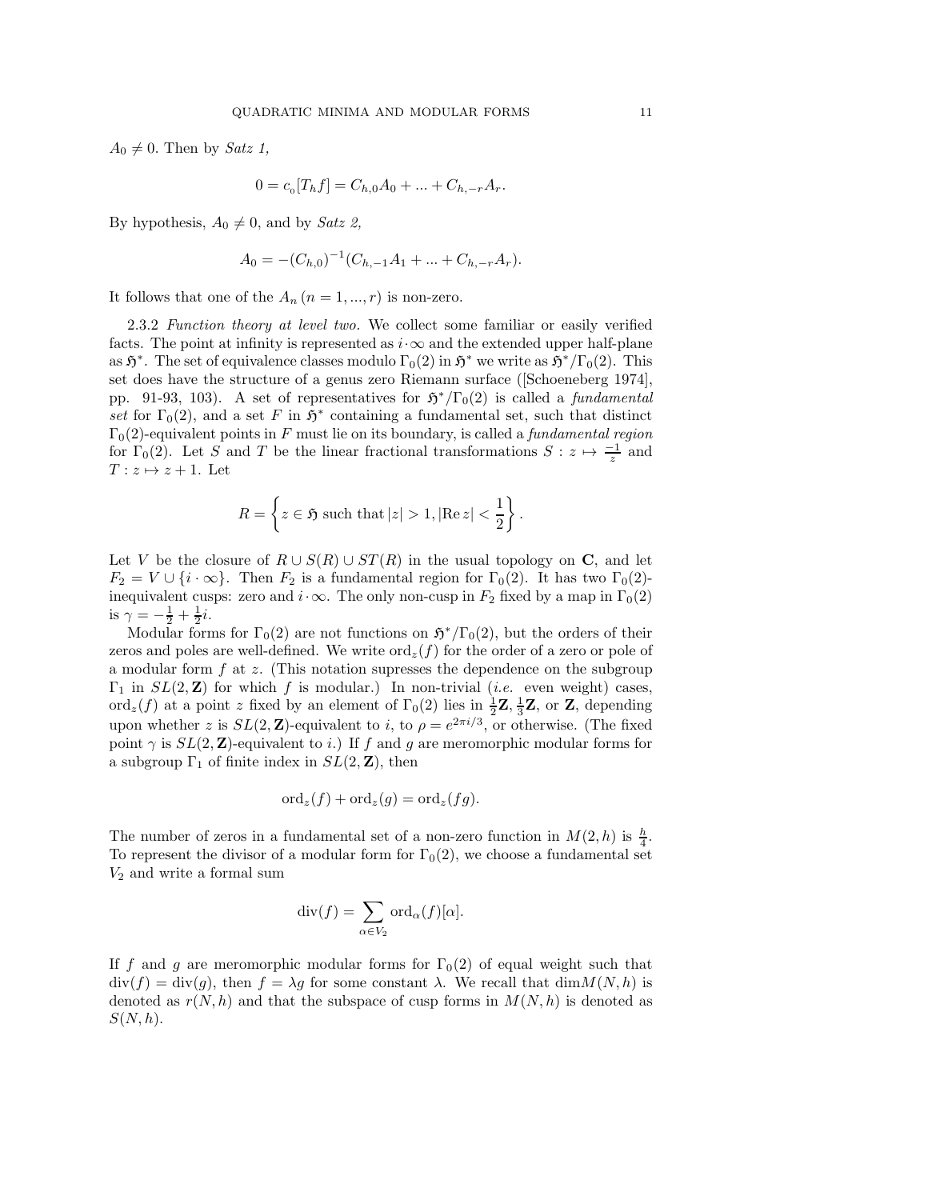$A_0 \neq 0$. Then by *Satz 1,*

$$0 = c_0[T_h f] = C_{h,0}A_0 + ... + C_{h,-r}A_r.$$

By hypothesis, $A_0 \neq 0$, and by *Satz 2,*

$$A_0 = -(C_{h,0})^{-1}(C_{h,-1}A_1 + ... + C_{h,-r}A_r).$$

It follows that one of the $A_n$ $(n = 1, ..., r)$ is non-zero.

2.3.2 *Function theory at level two.* We collect some familiar or easily verified facts. The point at infinity is represented as $i \cdot \infty$ and the extended upper half-plane as $\mathfrak{H}^*$. The set of equivalence classes modulo $\Gamma_0(2)$ in $\mathfrak{H}^*$ we write as $\mathfrak{H}^*/\Gamma_0(2)$. This set does have the structure of a genus zero Riemann surface ([Schoeneberg 1974], pp. 91-93, 103). A set of representatives for $\mathfrak{H}^*/\Gamma_0(2)$ is called a *fundamental set* for $\Gamma_0(2)$, and a set $F$ in $\mathfrak{H}^*$ containing a fundamental set, such that distinct $\Gamma_0(2)$-equivalent points in $F$ must lie on its boundary, is called a *fundamental region* for $\Gamma_0(2)$. Let $S$ and $T$ be the linear fractional transformations $S : z \mapsto \frac{-1}{z}$ and $T : z \mapsto z + 1$. Let

$$R = \left\{ z \in \mathfrak{H} \text{ such that } |z| > 1, |\text{Re}\, z| < \frac{1}{2} \right\}.$$

Let $V$ be the closure of $R \cup S(R) \cup ST(R)$ in the usual topology on $\mathbf{C}$, and let $F_2 = V \cup \{i \cdot \infty\}$. Then $F_2$ is a fundamental region for $\Gamma_0(2)$. It has two $\Gamma_0(2)$-inequivalent cusps: zero and $i \cdot \infty$. The only non-cusp in $F_2$ fixed by a map in $\Gamma_0(2)$ is $\gamma = -\frac{1}{2} + \frac{1}{2}i$.

Modular forms for $\Gamma_0(2)$ are not functions on $\mathfrak{H}^*/\Gamma_0(2)$, but the orders of their zeros and poles are well-defined. We write $\text{ord}_z(f)$ for the order of a zero or pole of a modular form $f$ at $z$. (This notation supresses the dependence on the subgroup $\Gamma_1$ in $SL(2, \mathbf{Z})$ for which $f$ is modular.) In non-trivial (*i.e.* even weight) cases, $\text{ord}_z(f)$ at a point $z$ fixed by an element of $\Gamma_0(2)$ lies in $\frac{1}{2}\mathbf{Z}$, $\frac{1}{3}\mathbf{Z}$, or $\mathbf{Z}$, depending upon whether $z$ is $SL(2, \mathbf{Z})$-equivalent to $i$, to $\rho = e^{2\pi i/3}$, or otherwise. (The fixed point $\gamma$ is $SL(2, \mathbf{Z})$-equivalent to $i$.) If $f$ and $g$ are meromorphic modular forms for a subgroup $\Gamma_1$ of finite index in $SL(2, \mathbf{Z})$, then

$$\text{ord}_z(f) + \text{ord}_z(g) = \text{ord}_z(fg).$$

The number of zeros in a fundamental set of a non-zero function in $M(2, h)$ is $\frac{h}{4}$. To represent the divisor of a modular form for $\Gamma_0(2)$, we choose a fundamental set $V_2$ and write a formal sum

$$\text{div}(f) = \sum_{\alpha \in V_2} \text{ord}_\alpha(f)[\alpha].$$

If $f$ and $g$ are meromorphic modular forms for $\Gamma_0(2)$ of equal weight such that $\text{div}(f) = \text{div}(g)$, then $f = \lambda g$ for some constant $\lambda$. We recall that $\dim M(N, h)$ is denoted as $r(N, h)$ and that the subspace of cusp forms in $M(N, h)$ is denoted as $S(N, h)$.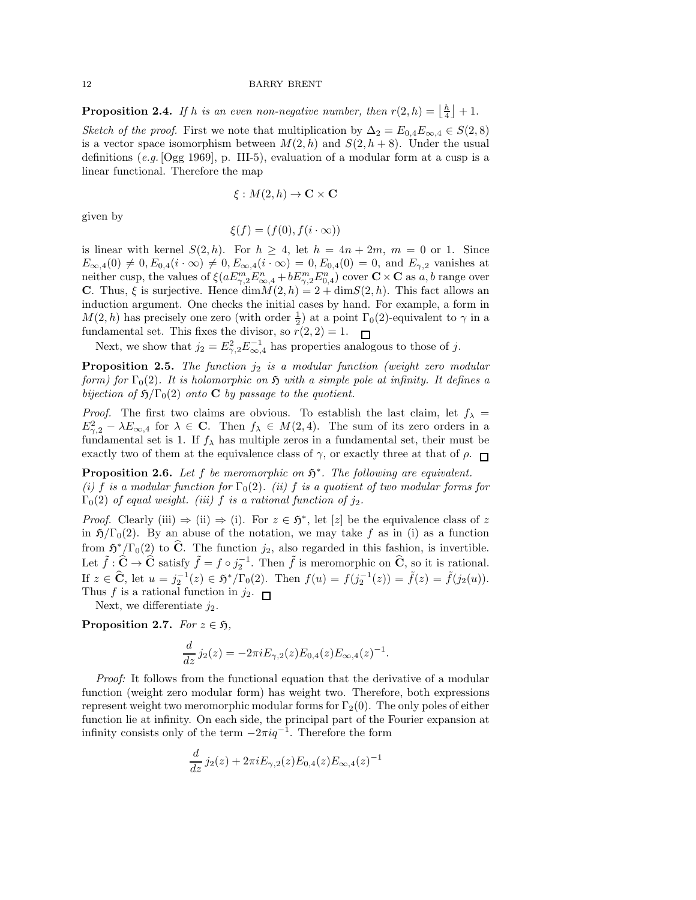**Proposition 2.4.** *If $h$ is an even non-negative number, then $r(2, h) = \lfloor \frac{h}{4} \rfloor + 1$.*

*Sketch of the proof.* First we note that multiplication by $\Delta_2 = E_{0,4}E_{\infty,4} \in S(2, 8)$ is a vector space isomorphism between $M(2, h)$ and $S(2, h+8)$. Under the usual definitions (*e.g.* [Ogg 1969], p. III-5), evaluation of a modular form at a cusp is a linear functional. Therefore the map

$$\xi : M(2, h) \to \mathbf{C} \times \mathbf{C}$$

given by

$$\xi(f) = (f(0), f(i \cdot \infty))$$

is linear with kernel $S(2, h)$. For $h \geq 4$, let $h = 4n + 2m$, $m = 0$ or $1$. Since $E_{\infty,4}(0) \neq 0, E_{0,4}(i \cdot \infty) \neq 0, E_{\infty,4}(i \cdot \infty) = 0, E_{0,4}(0) = 0$, and $E_{\gamma,2}$ vanishes at neither cusp, the values of $\xi(aE^m_{\gamma,2}E^n_{\infty,4} + bE^m_{\gamma,2}E^n_{0,4})$ cover $\mathbf{C} \times \mathbf{C}$ as $a, b$ range over $\mathbf{C}$. Thus, $\xi$ is surjective. Hence $\dim M(2, h) = 2 + \dim S(2, h)$. This fact allows an induction argument. One checks the initial cases by hand. For example, a form in $M(2, h)$ has precisely one zero (with order $\frac{1}{2}$) at a point $\Gamma_0(2)$-equivalent to $\gamma$ in a fundamental set. This fixes the divisor, so $r(2, 2) = 1$. $\square$

Next, we show that $j_2 = E^2_{\gamma,2}E^{-1}_{\infty,4}$ has properties analogous to those of $j$.

**Proposition 2.5.** *The function $j_2$ is a modular function (weight zero modular form) for $\Gamma_0(2)$. It is holomorphic on $\mathfrak{H}$ with a simple pole at infinity. It defines a bijection of $\mathfrak{H}/\Gamma_0(2)$ onto $\mathbf{C}$ by passage to the quotient.*

*Proof.* The first two claims are obvious. To establish the last claim, let $f_\lambda = E^2_{\gamma,2} - \lambda E_{\infty,4}$ for $\lambda \in \mathbf{C}$. Then $f_\lambda \in M(2, 4)$. The sum of its zero orders in a fundamental set is 1. If $f_\lambda$ has multiple zeros in a fundamental set, their must be exactly two of them at the equivalence class of $\gamma$, or exactly three at that of $\rho$. $\square$

**Proposition 2.6.** *Let $f$ be meromorphic on $\mathfrak{H}^*$. The following are equivalent.*
*(i) $f$ is a modular function for $\Gamma_0(2)$. (ii) $f$ is a quotient of two modular forms for $\Gamma_0(2)$ of equal weight. (iii) $f$ is a rational function of $j_2$.*

*Proof.* Clearly (iii) $\Rightarrow$ (ii) $\Rightarrow$ (i). For $z \in \mathfrak{H}^*$, let $[z]$ be the equivalence class of $z$ in $\mathfrak{H}/\Gamma_0(2)$. By an abuse of the notation, we may take $f$ as in (i) as a function from $\mathfrak{H}^*/\Gamma_0(2)$ to $\widehat{\mathbf{C}}$. The function $j_2$, also regarded in this fashion, is invertible. Let $\tilde{f} : \widehat{\mathbf{C}} \to \widehat{\mathbf{C}}$ satisfy $\tilde{f} = f \circ j_2^{-1}$. Then $\tilde{f}$ is meromorphic on $\widehat{\mathbf{C}}$, so it is rational. If $z \in \widehat{\mathbf{C}}$, let $u = j_2^{-1}(z) \in \mathfrak{H}^*/\Gamma_0(2)$. Then $f(u) = f(j_2^{-1}(z)) = \tilde{f}(z) = \tilde{f}(j_2(u))$. Thus $f$ is a rational function in $j_2$. $\square$

Next, we differentiate $j_2$.

**Proposition 2.7.** *For $z \in \mathfrak{H}$,*

$$\frac{d}{dz}\, j_2(z) = -2\pi i E_{\gamma,2}(z)E_{0,4}(z)E_{\infty,4}(z)^{-1}.$$

*Proof:* It follows from the functional equation that the derivative of a modular function (weight zero modular form) has weight two. Therefore, both expressions represent weight two meromorphic modular forms for $\Gamma_2(0)$. The only poles of either function lie at infinity. On each side, the principal part of the Fourier expansion at infinity consists only of the term $-2\pi i q^{-1}$. Therefore the form

$$\frac{d}{dz}\, j_2(z) + 2\pi i E_{\gamma,2}(z)E_{0,4}(z)E_{\infty,4}(z)^{-1}$$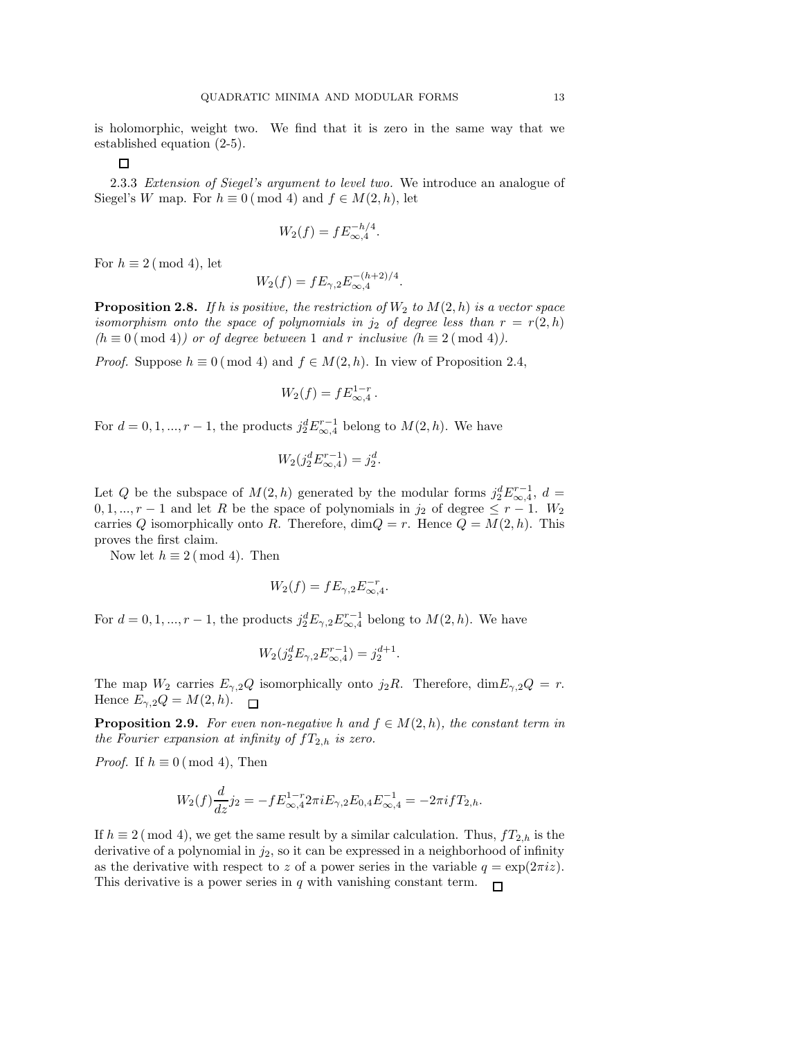is holomorphic, weight two. We find that it is zero in the same way that we established equation (2-5).

□

2.3.3 *Extension of Siegel's argument to level two.* We introduce an analogue of Siegel's $W$ map. For $h \equiv 0 \pmod 4$ and $f \in M(2,h)$, let

$$W_2(f) = f E_{\infty,4}^{-h/4}.$$

For $h \equiv 2 \pmod 4$, let

$$W_2(f) = f E_{\gamma,2} E_{\infty,4}^{-(h+2)/4}.$$

**Proposition 2.8.** *If $h$ is positive, the restriction of $W_2$ to $M(2,h)$ is a vector space isomorphism onto the space of polynomials in $j_2$ of degree less than $r = r(2,h)$ ($h \equiv 0 \pmod 4$) or of degree between 1 and $r$ inclusive ($h \equiv 2 \pmod 4$).*

*Proof.* Suppose $h \equiv 0 \pmod 4$ and $f \in M(2,h)$. In view of Proposition 2.4,

$$W_2(f) = f E_{\infty,4}^{1-r}.$$

For $d = 0, 1, ..., r-1$, the products $j_2^d E_{\infty,4}^{r-1}$ belong to $M(2,h)$. We have

$$W_2(j_2^d E_{\infty,4}^{r-1}) = j_2^d.$$

Let $Q$ be the subspace of $M(2,h)$ generated by the modular forms $j_2^d E_{\infty,4}^{r-1}$, $d = 0, 1, ..., r-1$ and let $R$ be the space of polynomials in $j_2$ of degree $\leq r-1$. $W_2$ carries $Q$ isomorphically onto $R$. Therefore, $\dim Q = r$. Hence $Q = M(2,h)$. This proves the first claim.

Now let $h \equiv 2 \pmod 4$. Then

$$W_2(f) = f E_{\gamma,2} E_{\infty,4}^{-r}.$$

For $d = 0, 1, ..., r-1$, the products $j_2^d E_{\gamma,2} E_{\infty,4}^{r-1}$ belong to $M(2,h)$. We have

$$W_2(j_2^d E_{\gamma,2} E_{\infty,4}^{r-1}) = j_2^{d+1}.$$

The map $W_2$ carries $E_{\gamma,2} Q$ isomorphically onto $j_2 R$. Therefore, $\dim E_{\gamma,2} Q = r$. Hence $E_{\gamma,2} Q = M(2,h)$. □

**Proposition 2.9.** *For even non-negative $h$ and $f \in M(2,h)$, the constant term in the Fourier expansion at infinity of $f T_{2,h}$ is zero.*

*Proof.* If $h \equiv 0 \pmod 4$, Then

$$W_2(f) \frac{d}{dz} j_2 = -f E_{\infty,4}^{1-r} 2\pi i E_{\gamma,2} E_{0,4} E_{\infty,4}^{-1} = -2\pi i f T_{2,h}.$$

If $h \equiv 2 \pmod 4$, we get the same result by a similar calculation. Thus, $f T_{2,h}$ is the derivative of a polynomial in $j_2$, so it can be expressed in a neighborhood of infinity as the derivative with respect to $z$ of a power series in the variable $q = \exp(2\pi i z)$. This derivative is a power series in $q$ with vanishing constant term. □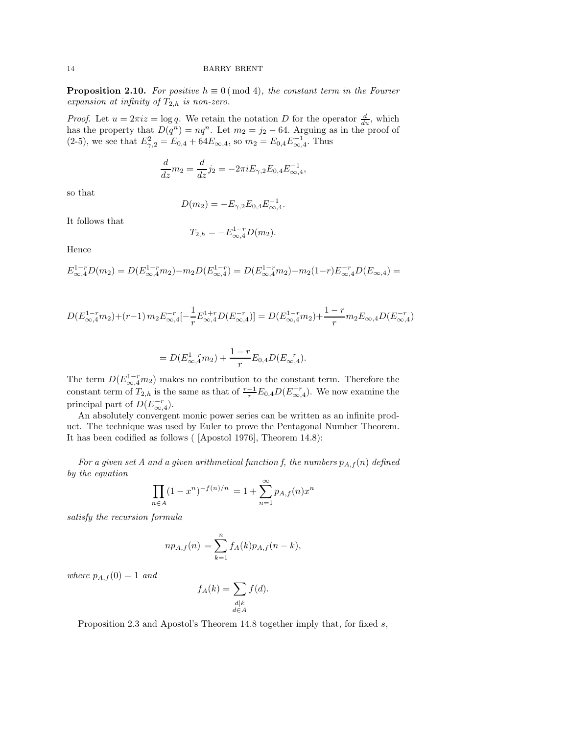**Proposition 2.10.** *For positive $h \equiv 0 \,(\bmod 4)$, the constant term in the Fourier expansion at infinity of $T_{2,h}$ is non-zero.*

*Proof.* Let $u = 2\pi iz = \log q$. We retain the notation $D$ for the operator $\frac{d}{du}$, which has the property that $D(q^n) = nq^n$. Let $m_2 = j_2 - 64$. Arguing as in the proof of (2-5), we see that $E_{\gamma,2}^2 = E_{0,4} + 64E_{\infty,4}$, so $m_2 = E_{0,4}E_{\infty,4}^{-1}$. Thus

$$\frac{d}{dz}m_2 = \frac{d}{dz}j_2 = -2\pi i E_{\gamma,2}E_{0,4}E_{\infty,4}^{-1},$$

so that

$$D(m_2) = -E_{\gamma,2}E_{0,4}E_{\infty,4}^{-1}.$$

It follows that

$$T_{2,h} = -E_{\infty,4}^{1-r}D(m_2).$$

Hence

$$E_{\infty,4}^{1-r}D(m_2) = D(E_{\infty,4}^{1-r}m_2) - m_2 D(E_{\infty,4}^{1-r}) = D(E_{\infty,4}^{1-r}m_2) - m_2(1-r)E_{\infty,4}^{-r}D(E_{\infty,4}) =$$

$$D(E_{\infty,4}^{1-r}m_2) + (r-1)\, m_2 E_{\infty,4}^{-r}[-\frac{1}{r}E_{\infty,4}^{1+r}D(E_{\infty,4}^{-r})] = D(E_{\infty,4}^{1-r}m_2) + \frac{1-r}{r}m_2 E_{\infty,4}D(E_{\infty,4}^{-r})$$

$$= D(E_{\infty,4}^{1-r}m_2) + \frac{1-r}{r}E_{0,4}D(E_{\infty,4}^{-r}).$$

The term $D(E_{\infty,4}^{1-r}m_2)$ makes no contribution to the constant term. Therefore the constant term of $T_{2,h}$ is the same as that of $\frac{r-1}{r}E_{0,4}D(E_{\infty,4}^{-r})$. We now examine the principal part of $D(E_{\infty,4}^{-r})$.

An absolutely convergent monic power series can be written as an infinite product. The technique was used by Euler to prove the Pentagonal Number Theorem. It has been codified as follows ( [Apostol 1976], Theorem 14.8):

*For a given set A and a given arithmetical function f, the numbers $p_{A,f}(n)$ defined by the equation*

$$\prod_{n \in A}(1 - x^n)^{-f(n)/n} = 1 + \sum_{n=1}^{\infty} p_{A,f}(n)x^n$$

*satisfy the recursion formula*

$$np_{A,f}(n) = \sum_{k=1}^{n} f_A(k)p_{A,f}(n-k),$$

*where $p_{A,f}(0) = 1$ and*

$$f_A(k) = \sum_{\substack{d|k \\ d \in A}} f(d).$$

Proposition 2.3 and Apostol's Theorem 14.8 together imply that, for fixed $s$,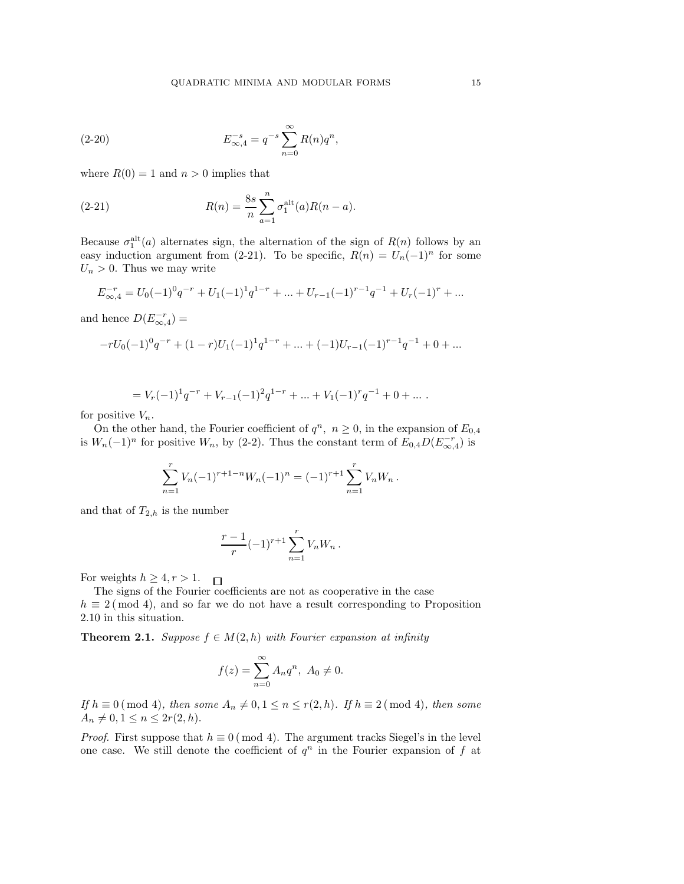$$E_{\infty,4}^{-s} = q^{-s}\sum_{n=0}^{\infty} R(n)q^n, \tag{2-20}$$

where $R(0) = 1$ and $n > 0$ implies that

$$R(n) = \frac{8s}{n}\sum_{a=1}^{n} \sigma_1^{\mathrm{alt}}(a)R(n-a). \tag{2-21}$$

Because $\sigma_1^{\mathrm{alt}}(a)$ alternates sign, the alternation of the sign of $R(n)$ follows by an easy induction argument from (2-21). To be specific, $R(n) = U_n(-1)^n$ for some $U_n > 0$. Thus we may write

$$E_{\infty,4}^{-r} = U_0(-1)^0 q^{-r} + U_1(-1)^1 q^{1-r} + ... + U_{r-1}(-1)^{r-1}q^{-1} + U_r(-1)^r + ...$$

and hence $D(E_{\infty,4}^{-r}) =$

$$-rU_0(-1)^0 q^{-r} + (1-r)U_1(-1)^1 q^{1-r} + ... + (-1)U_{r-1}(-1)^{r-1}q^{-1} + 0 + ...$$

$$= V_r(-1)^1 q^{-r} + V_{r-1}(-1)^2 q^{1-r} + ... + V_1(-1)^r q^{-1} + 0 + ... \,.$$

for positive $V_n$.

On the other hand, the Fourier coefficient of $q^n,\ n \geq 0$, in the expansion of $E_{0,4}$ is $W_n(-1)^n$ for positive $W_n$, by (2-2). Thus the constant term of $E_{0,4}D(E_{\infty,4}^{-r})$ is

$$\sum_{n=1}^{r} V_n(-1)^{r+1-n}W_n(-1)^n = (-1)^{r+1}\sum_{n=1}^{r} V_n W_n \,.$$

and that of $T_{2,h}$ is the number

$$\frac{r-1}{r}(-1)^{r+1}\sum_{n=1}^{r} V_n W_n \,.$$

For weights $h \geq 4, r > 1$. $\square$

The signs of the Fourier coefficients are not as cooperative in the case $h \equiv 2 \,(\bmod\ 4)$, and so far we do not have a result corresponding to Proposition 2.10 in this situation.

**Theorem 2.1.** *Suppose $f \in M(2,h)$ with Fourier expansion at infinity*

$$f(z) = \sum_{n=0}^{\infty} A_n q^n,\ A_0 \neq 0.$$

*If $h \equiv 0 \,(\bmod\ 4)$, then some $A_n \neq 0, 1 \leq n \leq r(2,h)$. If $h \equiv 2 \,(\bmod\ 4)$, then some $A_n \neq 0, 1 \leq n \leq 2r(2,h)$.*

*Proof.* First suppose that $h \equiv 0 \,(\bmod\ 4)$. The argument tracks Siegel's in the level one case. We still denote the coefficient of $q^n$ in the Fourier expansion of $f$ at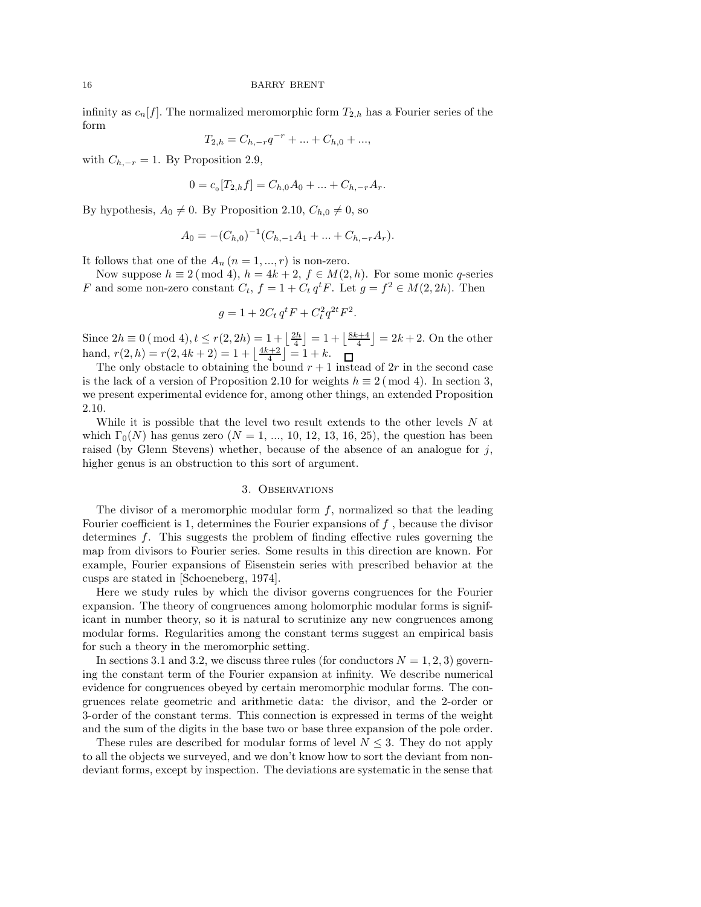infinity as $c_n[f]$. The normalized meromorphic form $T_{2,h}$ has a Fourier series of the form

$$T_{2,h} = C_{h,-r}q^{-r} + ... + C_{h,0} + ...,$$

with $C_{h,-r} = 1$. By Proposition 2.9,

$$0 = c_{{}_0}[T_{2,h}f] = C_{h,0}A_0 + ... + C_{h,-r}A_r.$$

By hypothesis, $A_0 \neq 0$. By Proposition 2.10, $C_{h,0} \neq 0$, so

$$A_0 = -(C_{h,0})^{-1}(C_{h,-1}A_1 + ... + C_{h,-r}A_r).$$

It follows that one of the $A_n$ $(n = 1, ..., r)$ is non-zero.

Now suppose $h \equiv 2 \,(\bmod\, 4)$, $h = 4k+2$, $f \in M(2,h)$. For some monic $q$-series $F$ and some non-zero constant $C_t$, $f = 1 + C_t\, q^t F$. Let $g = f^2 \in M(2, 2h)$. Then

$$g = 1 + 2C_t\, q^t F + C_t^2 q^{2t} F^2.$$

Since $2h \equiv 0 \,(\bmod\, 4), t \leq r(2,2h) = 1 + \left\lfloor \frac{2h}{4} \right\rfloor = 1 + \left\lfloor \frac{8k+4}{4} \right\rfloor = 2k+2$. On the other hand, $r(2,h) = r(2, 4k+2) = 1 + \left\lfloor \frac{4k+2}{4} \right\rfloor = 1 + k$. $\square$

The only obstacle to obtaining the bound $r+1$ instead of $2r$ in the second case is the lack of a version of Proposition 2.10 for weights $h \equiv 2 \,(\bmod\, 4)$. In section 3, we present experimental evidence for, among other things, an extended Proposition 2.10.

While it is possible that the level two result extends to the other levels $N$ at which $\Gamma_0(N)$ has genus zero ($N = 1$, ..., 10, 12, 13, 16, 25), the question has been raised (by Glenn Stevens) whether, because of the absence of an analogue for $j$, higher genus is an obstruction to this sort of argument.

## 3. Observations

The divisor of a meromorphic modular form $f$, normalized so that the leading Fourier coefficient is 1, determines the Fourier expansions of $f$ , because the divisor determines $f$. This suggests the problem of finding effective rules governing the map from divisors to Fourier series. Some results in this direction are known. For example, Fourier expansions of Eisenstein series with prescribed behavior at the cusps are stated in [Schoeneberg, 1974].

Here we study rules by which the divisor governs congruences for the Fourier expansion. The theory of congruences among holomorphic modular forms is significant in number theory, so it is natural to scrutinize any new congruences among modular forms. Regularities among the constant terms suggest an empirical basis for such a theory in the meromorphic setting.

In sections 3.1 and 3.2, we discuss three rules (for conductors $N = 1, 2, 3$) governing the constant term of the Fourier expansion at infinity. We describe numerical evidence for congruences obeyed by certain meromorphic modular forms. The congruences relate geometric and arithmetic data: the divisor, and the 2-order or 3-order of the constant terms. This connection is expressed in terms of the weight and the sum of the digits in the base two or base three expansion of the pole order.

These rules are described for modular forms of level $N \leq 3$. They do not apply to all the objects we surveyed, and we don't know how to sort the deviant from non-deviant forms, except by inspection. The deviations are systematic in the sense that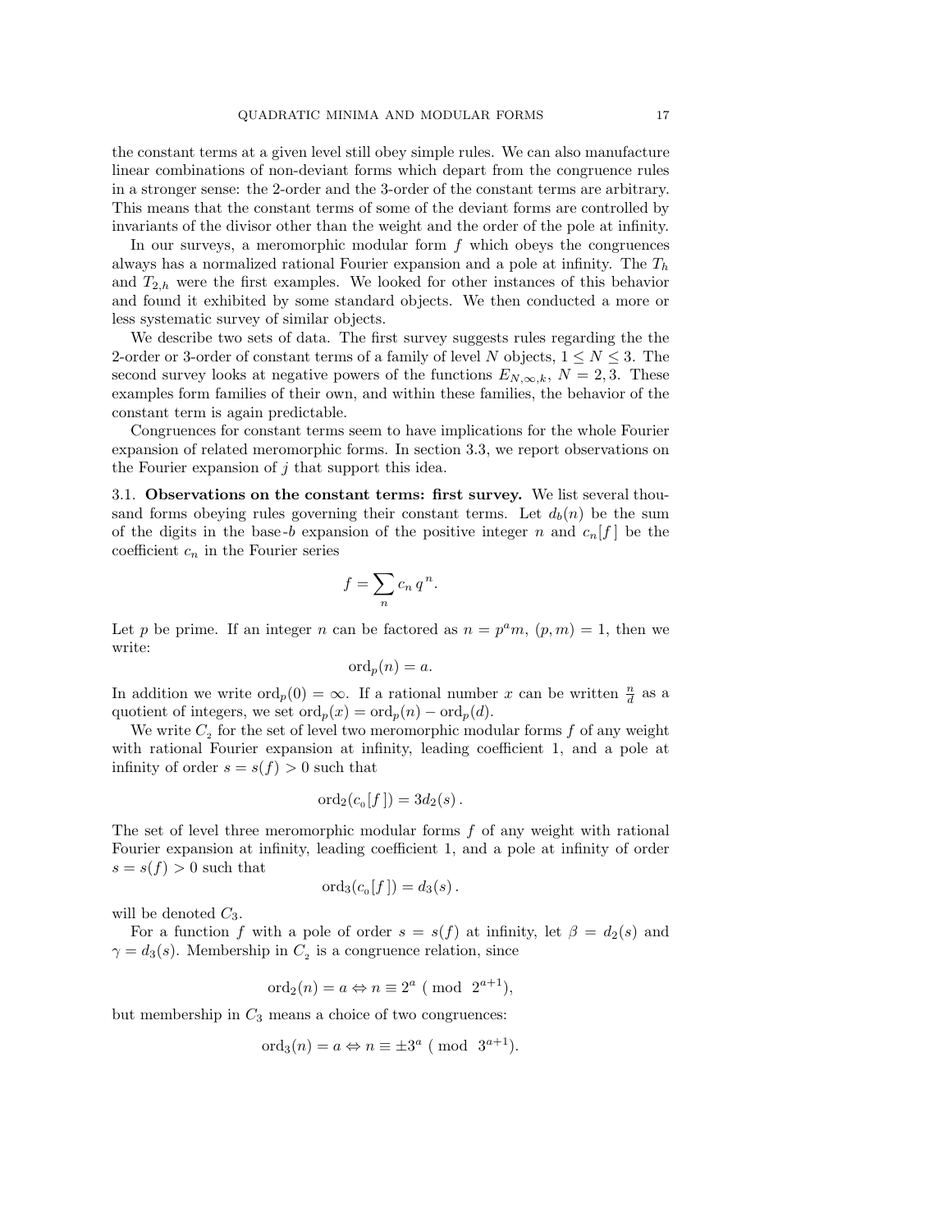the constant terms at a given level still obey simple rules. We can also manufacture linear combinations of non-deviant forms which depart from the congruence rules in a stronger sense: the 2-order and the 3-order of the constant terms are arbitrary. This means that the constant terms of some of the deviant forms are controlled by invariants of the divisor other than the weight and the order of the pole at infinity.

In our surveys, a meromorphic modular form $f$ which obeys the congruences always has a normalized rational Fourier expansion and a pole at infinity. The $T_h$ and $T_{2,h}$ were the first examples. We looked for other instances of this behavior and found it exhibited by some standard objects. We then conducted a more or less systematic survey of similar objects.

We describe two sets of data. The first survey suggests rules regarding the the 2-order or 3-order of constant terms of a family of level $N$ objects, $1 \leq N \leq 3$. The second survey looks at negative powers of the functions $E_{N,\infty,k}$, $N = 2, 3$. These examples form families of their own, and within these families, the behavior of the constant term is again predictable.

Congruences for constant terms seem to have implications for the whole Fourier expansion of related meromorphic forms. In section 3.3, we report observations on the Fourier expansion of $j$ that support this idea.

**3.1. Observations on the constant terms: first survey.** We list several thousand forms obeying rules governing their constant terms. Let $d_b(n)$ be the sum of the digits in the base-$b$ expansion of the positive integer $n$ and $c_n[f\,]$ be the coefficient $c_n$ in the Fourier series

$$f = \sum_n c_n \, q^{\,n}.$$

Let $p$ be prime. If an integer $n$ can be factored as $n = p^a m$, $(p, m) = 1$, then we write:

$$\operatorname{ord}_p(n) = a.$$

In addition we write $\operatorname{ord}_p(0) = \infty$. If a rational number $x$ can be written $\frac{n}{d}$ as a quotient of integers, we set $\operatorname{ord}_p(x) = \operatorname{ord}_p(n) - \operatorname{ord}_p(d)$.

We write $C_2$ for the set of level two meromorphic modular forms $f$ of any weight with rational Fourier expansion at infinity, leading coefficient 1, and a pole at infinity of order $s = s(f) > 0$ such that

$$\operatorname{ord}_2(c_0[f\,]) = 3d_2(s)\,.$$

The set of level three meromorphic modular forms $f$ of any weight with rational Fourier expansion at infinity, leading coefficient 1, and a pole at infinity of order $s = s(f) > 0$ such that

$$\operatorname{ord}_3(c_0[f\,]) = d_3(s)\,.$$

will be denoted $C_3$.

For a function $f$ with a pole of order $s = s(f)$ at infinity, let $\beta = d_2(s)$ and $\gamma = d_3(s)$. Membership in $C_2$ is a congruence relation, since

$$\operatorname{ord}_2(n) = a \Leftrightarrow n \equiv 2^a \pmod{2^{a+1}},$$

but membership in $C_3$ means a choice of two congruences:

$$\operatorname{ord}_3(n) = a \Leftrightarrow n \equiv \pm 3^a \pmod{3^{a+1}}.$$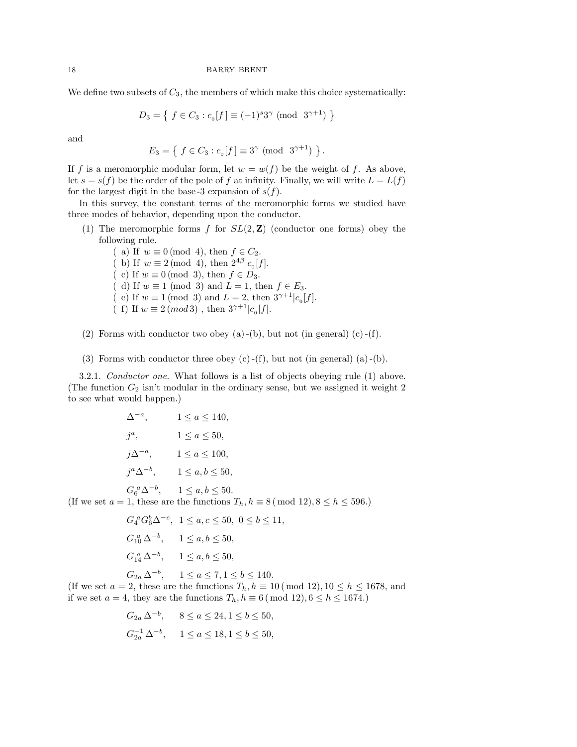We define two subsets of $C_3$, the members of which make this choice systematically:

$$D_3 = \{ \ f \in C_3 : c_{\scriptscriptstyle 0}[f] \equiv (-1)^s 3^\gamma \ (\mathrm{mod} \ \ 3^{\gamma+1}) \ \}$$

and

$$E_3 = \{ \ f \in C_3 : c_{\scriptscriptstyle 0}[f] \equiv 3^\gamma \ (\mathrm{mod} \ \ 3^{\gamma+1}) \ \}.$$

If $f$ is a meromorphic modular form, let $w = w(f)$ be the weight of $f$. As above, let $s = s(f)$ be the order of the pole of $f$ at infinity. Finally, we will write $L = L(f)$ for the largest digit in the base-3 expansion of $s(f)$.

In this survey, the constant terms of the meromorphic forms we studied have three modes of behavior, depending upon the conductor.

1. The meromorphic forms $f$ for $SL(2, \mathbf{Z})$ (conductor one forms) obey the following rule.
   - ( a) If $w \equiv 0 \ (\mathrm{mod} \ 4)$, then $f \in C_2$.
   - ( b) If $w \equiv 2 \ (\mathrm{mod} \ 4)$, then $2^{4\beta} | c_{\scriptscriptstyle 0}[f]$.
   - ( c) If $w \equiv 0 \ (\mathrm{mod} \ 3)$, then $f \in D_3$.
   - ( d) If $w \equiv 1 \ (\mathrm{mod} \ 3)$ and $L = 1$, then $f \in E_3$.
   - ( e) If $w \equiv 1 \ (\mathrm{mod} \ 3)$ and $L = 2$, then $3^{\gamma+1} | c_{\scriptscriptstyle 0}[f]$.
   - ( f) If $w \equiv 2 \ (mod \, 3)$ , then $3^{\gamma+1} | c_{\scriptscriptstyle 0}[f]$.

2. Forms with conductor two obey (a)-(b), but not (in general) (c)-(f).

3. Forms with conductor three obey (c)-(f), but not (in general) (a)-(b).

3.2.1. *Conductor one.* What follows is a list of objects obeying rule (1) above. (The function $G_2$ isn't modular in the ordinary sense, but we assigned it weight 2 to see what would happen.)

$$\Delta^{-a}, \qquad 1 \le a \le 140,$$

$$j^a, \qquad 1 \le a \le 50,$$

$$j\Delta^{-a}, \qquad 1 \le a \le 100,$$

$$j^a \Delta^{-b}, \qquad 1 \le a, b \le 50,$$

$$G_6^{\,a} \Delta^{-b}, \qquad 1 \le a, b \le 50.$$

(If we set $a = 1$, these are the functions $T_h, h \equiv 8 \ (\mathrm{mod} \ 12), 8 \le h \le 596$.)

$$G_4^{\,a} G_6^b \Delta^{-c}, \ \ 1 \le a, c \le 50, \ \ 0 \le b \le 11,$$

$$G_{10}^{\,a} \, \Delta^{-b}, \qquad 1 \le a, b \le 50,$$

$$G_{14}^{\,a} \, \Delta^{-b}, \qquad 1 \le a, b \le 50,$$

$$G_{2a} \, \Delta^{-b}, \qquad 1 \le a \le 7, 1 \le b \le 140.$$

(If we set $a = 2$, these are the functions $T_h, h \equiv 10 \ (\mathrm{mod} \ 12), 10 \le h \le 1678$, and if we set $a = 4$, they are the functions $T_h, h \equiv 6 \ (\mathrm{mod} \ 12), 6 \le h \le 1674$.)

$$G_{2a} \, \Delta^{-b}, \qquad 8 \le a \le 24, 1 \le b \le 50,$$

$$G_{2a}^{-1} \, \Delta^{-b}, \qquad 1 \le a \le 18, 1 \le b \le 50,$$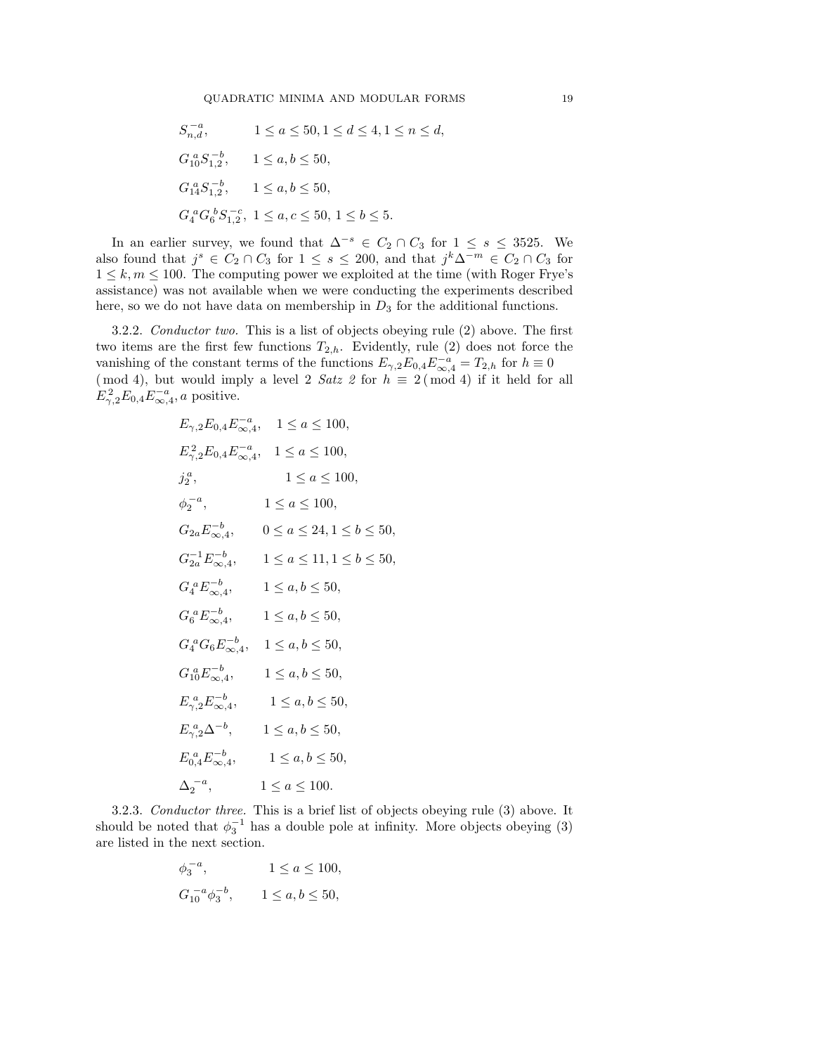$S_{n,d}^{-a}, \quad 1 \le a \le 50, 1 \le d \le 4, 1 \le n \le d,$

$G_{10}^{\,a} S_{1,2}^{-b}, \quad 1 \le a, b \le 50,$

$G_{14}^{\,a} S_{1,2}^{-b}, \quad 1 \le a, b \le 50,$

${G_4}^a G_6^{\,b} S_{1,2}^{-c}, \ 1 \le a, c \le 50, \ 1 \le b \le 5.$

In an earlier survey, we found that $\Delta^{-s} \in C_2 \cap C_3$ for $1 \le s \le 3525$. We also found that $j^s \in C_2 \cap C_3$ for $1 \le s \le 200$, and that $j^k \Delta^{-m} \in C_2 \cap C_3$ for $1 \le k, m \le 100$. The computing power we exploited at the time (with Roger Frye's assistance) was not available when we were conducting the experiments described here, so we do not have data on membership in $D_3$ for the additional functions.

3.2.2. *Conductor two.* This is a list of objects obeying rule (2) above. The first two items are the first few functions $T_{2,h}$. Evidently, rule (2) does not force the vanishing of the constant terms of the functions $E_{\gamma,2} E_{0,4} E_{\infty,4}^{-a} = T_{2,h}$ for $h \equiv 0 \pmod 4$, but would imply a level 2 *Satz 2* for $h \equiv 2 \pmod 4$ if it held for all $E_{\gamma,2}^2 E_{0,4} E_{\infty,4}^{-a}$, $a$ positive.

$E_{\gamma,2} E_{0,4} E_{\infty,4}^{-a}, \quad 1 \le a \le 100,$

$E_{\gamma,2}^2 E_{0,4} E_{\infty,4}^{-a}, \quad 1 \le a \le 100,$

$j_2^{\,a}, \quad 1 \le a \le 100,$

${\phi_2}^{-a}, \quad 1 \le a \le 100,$

$G_{2a} E_{\infty,4}^{-b}, \quad 0 \le a \le 24, 1 \le b \le 50,$

$G_{2a}^{-1} E_{\infty,4}^{-b}, \quad 1 \le a \le 11, 1 \le b \le 50,$

${G_4}^a E_{\infty,4}^{-b}, \quad 1 \le a, b \le 50,$

${G_6}^a E_{\infty,4}^{-b}, \quad 1 \le a, b \le 50,$

${G_4}^a G_6 E_{\infty,4}^{-b}, \quad 1 \le a, b \le 50,$

$G_{10}^{\,a} E_{\infty,4}^{-b}, \quad 1 \le a, b \le 50,$

$E_{\gamma,2}^{\,a} E_{\infty,4}^{-b}, \quad 1 \le a, b \le 50,$

$E_{\gamma,2}^{\,a} \Delta^{-b}, \quad 1 \le a, b \le 50,$

$E_{0,4}^{\,a} E_{\infty,4}^{-b}, \quad 1 \le a, b \le 50,$

${\Delta_2}^{-a}, \quad 1 \le a \le 100.$

3.2.3. *Conductor three.* This is a brief list of objects obeying rule (3) above. It should be noted that $\phi_3^{-1}$ has a double pole at infinity. More objects obeying (3) are listed in the next section.

${\phi_3}^{-a}, \quad 1 \le a \le 100,$

${G_{10}}^{-a} \phi_3^{-b}, \quad 1 \le a, b \le 50,$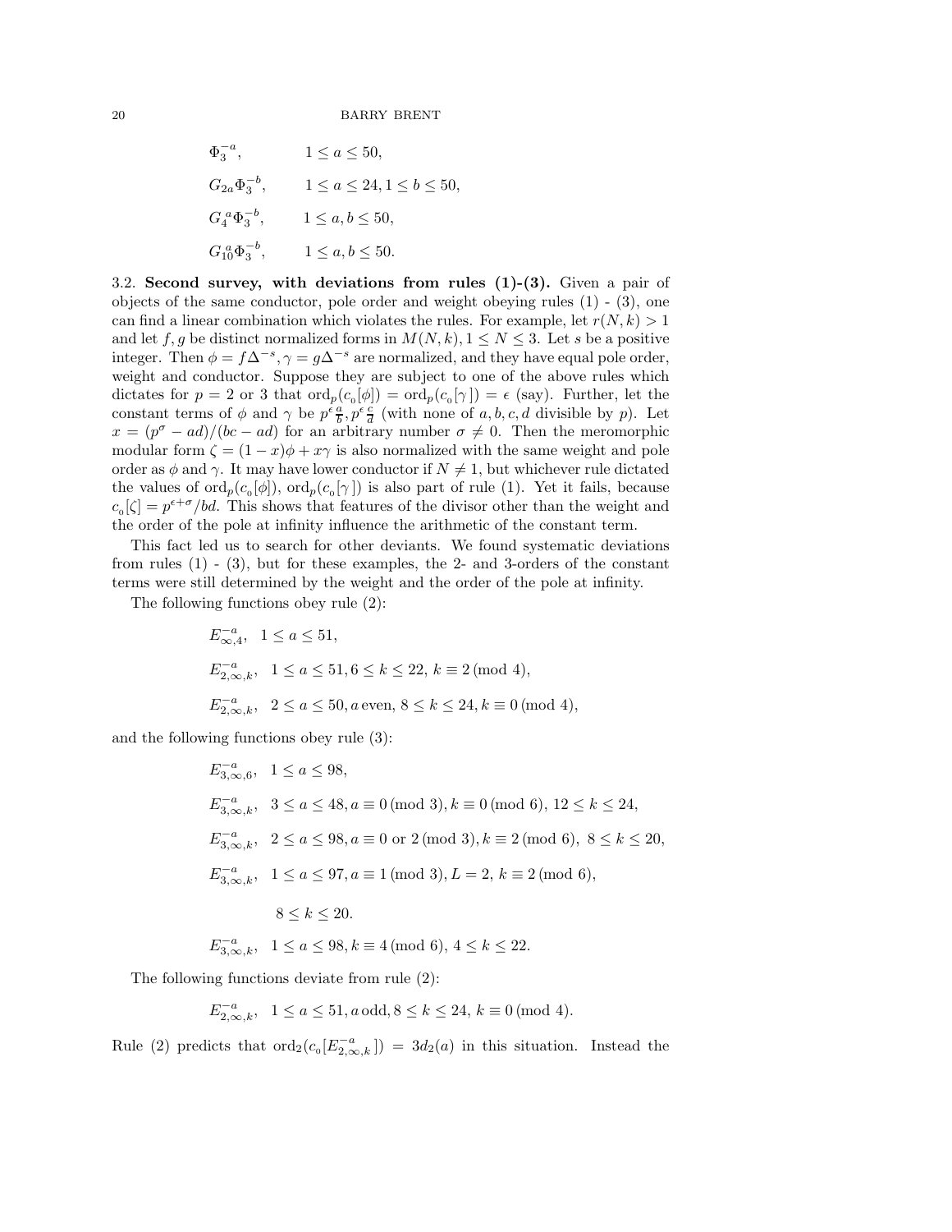$$\Phi_3^{-a}, \qquad 1 \le a \le 50,$$

$$G_{2a}\Phi_3^{-b}, \qquad 1 \le a \le 24, 1 \le b \le 50,$$

$$G_4{}^a\Phi_3^{-b}, \qquad 1 \le a, b \le 50,$$

$$G_{10}^a\Phi_3^{-b}, \qquad 1 \le a, b \le 50.$$

3.2. **Second survey, with deviations from rules (1)-(3).** Given a pair of objects of the same conductor, pole order and weight obeying rules (1) - (3), one can find a linear combination which violates the rules. For example, let $r(N,k) > 1$ and let $f, g$ be distinct normalized forms in $M(N,k), 1 \le N \le 3$. Let $s$ be a positive integer. Then $\phi = f\Delta^{-s}, \gamma = g\Delta^{-s}$ are normalized, and they have equal pole order, weight and conductor. Suppose they are subject to one of the above rules which dictates for $p = 2$ or $3$ that $\text{ord}_p(c_0[\phi]) = \text{ord}_p(c_0[\gamma]) = \epsilon$ (say). Further, let the constant terms of $\phi$ and $\gamma$ be $p^\epsilon \frac{a}{b}, p^\epsilon \frac{c}{d}$ (with none of $a, b, c, d$ divisible by $p$). Let $x = (p^\sigma - ad)/(bc - ad)$ for an arbitrary number $\sigma \neq 0$. Then the meromorphic modular form $\zeta = (1-x)\phi + x\gamma$ is also normalized with the same weight and pole order as $\phi$ and $\gamma$. It may have lower conductor if $N \neq 1$, but whichever rule dictated the values of $\text{ord}_p(c_0[\phi])$, $\text{ord}_p(c_0[\gamma])$ is also part of rule (1). Yet it fails, because $c_0[\zeta] = p^{\epsilon+\sigma}/bd$. This shows that features of the divisor other than the weight and the order of the pole at infinity influence the arithmetic of the constant term.

This fact led us to search for other deviants. We found systematic deviations from rules (1) - (3), but for these examples, the 2- and 3-orders of the constant terms were still determined by the weight and the order of the pole at infinity.

The following functions obey rule (2):

$$E_{\infty,4}^{-a}, \quad 1 \le a \le 51,$$

$$E_{2,\infty,k}^{-a}, \quad 1 \le a \le 51, 6 \le k \le 22, \, k \equiv 2 \, (\text{mod } 4),$$

$$E_{2,\infty,k}^{-a}, \quad 2 \le a \le 50, a \, \text{even}, \, 8 \le k \le 24, k \equiv 0 \, (\text{mod } 4),$$

and the following functions obey rule (3):

$$E_{3,\infty,6}^{-a}, \quad 1 \le a \le 98,$$

$$E_{3,\infty,k}^{-a}, \quad 3 \le a \le 48, a \equiv 0 \, (\text{mod } 3), k \equiv 0 \, (\text{mod } 6), \, 12 \le k \le 24,$$

$$E_{3,\infty,k}^{-a}, \quad 2 \le a \le 98, a \equiv 0 \text{ or } 2 \, (\text{mod } 3), k \equiv 2 \, (\text{mod } 6), \, 8 \le k \le 20,$$

$$E_{3,\infty,k}^{-a}, \quad 1 \le a \le 97, a \equiv 1 \, (\text{mod } 3), L = 2, \, k \equiv 2 \, (\text{mod } 6),$$

$$8 \le k \le 20.$$

$$E_{3,\infty,k}^{-a}, \quad 1 \le a \le 98, k \equiv 4 \, (\text{mod } 6), \, 4 \le k \le 22.$$

The following functions deviate from rule (2):

$$E_{2,\infty,k}^{-a}, \quad 1 \le a \le 51, a \, \text{odd}, 8 \le k \le 24, \, k \equiv 0 \, (\text{mod } 4).$$

Rule (2) predicts that $\text{ord}_2(c_0[E_{2,\infty,k}^{-a}]) = 3d_2(a)$ in this situation. Instead the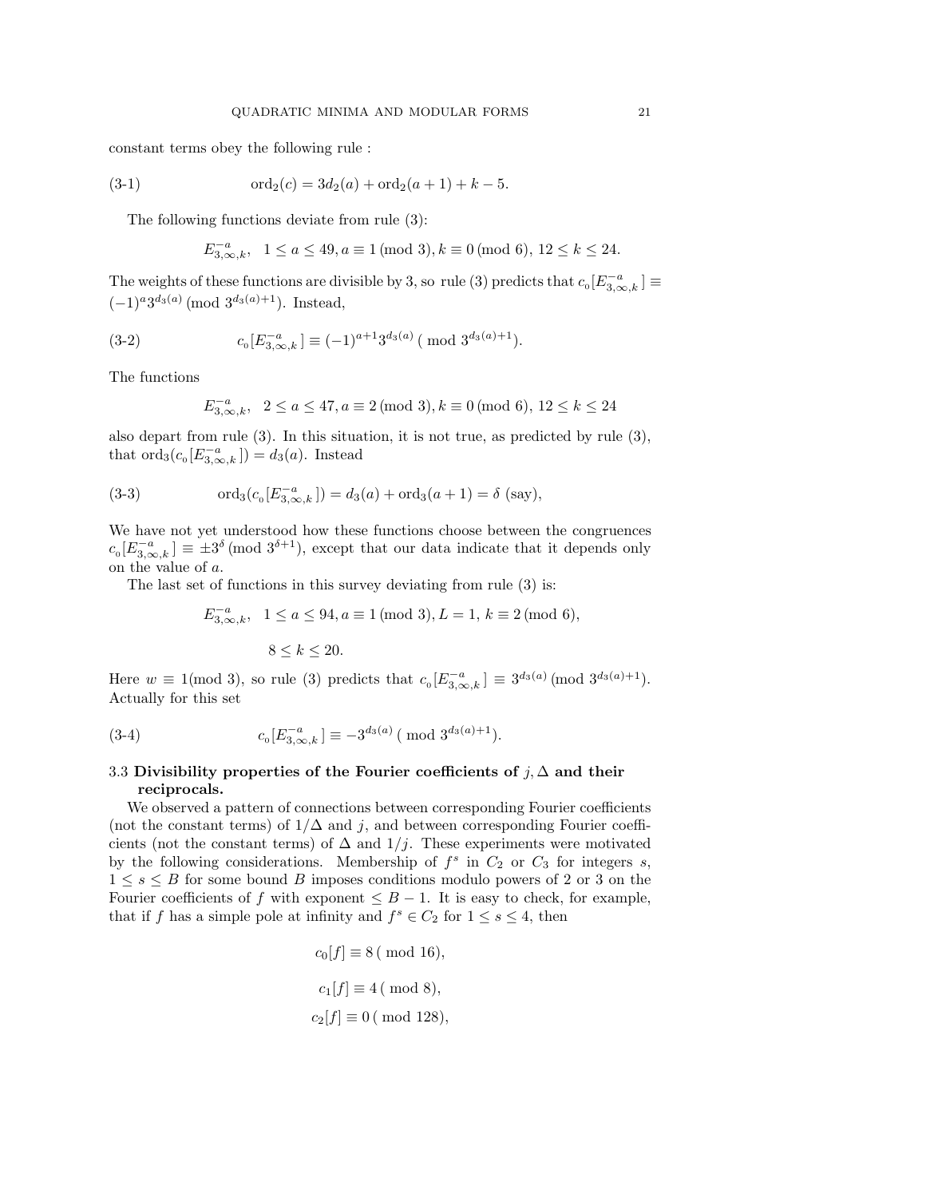constant terms obey the following rule :

$$\operatorname{ord}_2(c) = 3d_2(a) + \operatorname{ord}_2(a+1) + k - 5. \tag{3-1}$$

The following functions deviate from rule (3):

$$E^{-a}_{3,\infty,k}, \quad 1 \le a \le 49, a \equiv 1 \,(\mathrm{mod}\ 3), k \equiv 0 \,(\mathrm{mod}\ 6),\ 12 \le k \le 24.$$

The weights of these functions are divisible by 3, so rule (3) predicts that $c_0[E^{-a}_{3,\infty,k}] \equiv (-1)^a 3^{d_3(a)} \,(\mathrm{mod}\ 3^{d_3(a)+1})$. Instead,

$$c_0[E^{-a}_{3,\infty,k}] \equiv (-1)^{a+1} 3^{d_3(a)} \;(\bmod\ 3^{d_3(a)+1}). \tag{3-2}$$

The functions

$$E^{-a}_{3,\infty,k}, \quad 2 \le a \le 47, a \equiv 2 \,(\mathrm{mod}\ 3), k \equiv 0 \,(\mathrm{mod}\ 6),\ 12 \le k \le 24$$

also depart from rule (3). In this situation, it is not true, as predicted by rule (3), that $\operatorname{ord}_3(c_0[E^{-a}_{3,\infty,k}]) = d_3(a)$. Instead

$$\operatorname{ord}_3(c_0[E^{-a}_{3,\infty,k}]) = d_3(a) + \operatorname{ord}_3(a+1) = \delta \text{ (say)}, \tag{3-3}$$

We have not yet understood how these functions choose between the congruences $c_0[E^{-a}_{3,\infty,k}] \equiv \pm 3^{\delta} \,(\mathrm{mod}\ 3^{\delta+1})$, except that our data indicate that it depends only on the value of $a$.

The last set of functions in this survey deviating from rule (3) is:

$$E^{-a}_{3,\infty,k}, \quad 1 \le a \le 94, a \equiv 1 \,(\mathrm{mod}\ 3), L = 1,\ k \equiv 2 \,(\mathrm{mod}\ 6),$$

$$8 \le k \le 20.$$

Here $w \equiv 1 (\mathrm{mod}\ 3)$, so rule (3) predicts that $c_0[E^{-a}_{3,\infty,k}] \equiv 3^{d_3(a)} \,(\mathrm{mod}\ 3^{d_3(a)+1})$. Actually for this set

$$c_0[E^{-a}_{3,\infty,k}] \equiv -3^{d_3(a)} \;(\bmod\ 3^{d_3(a)+1}). \tag{3-4}$$

### 3.3 Divisibility properties of the Fourier coefficients of $j, \Delta$ and their reciprocals.

We observed a pattern of connections between corresponding Fourier coefficients (not the constant terms) of $1/\Delta$ and $j$, and between corresponding Fourier coefficients (not the constant terms) of $\Delta$ and $1/j$. These experiments were motivated by the following considerations. Membership of $f^s$ in $C_2$ or $C_3$ for integers $s$, $1 \le s \le B$ for some bound $B$ imposes conditions modulo powers of 2 or 3 on the Fourier coefficients of $f$ with exponent $\le B-1$. It is easy to check, for example, that if $f$ has a simple pole at infinity and $f^s \in C_2$ for $1 \le s \le 4$, then

$$c_0[f] \equiv 8 \;(\bmod\ 16),$$

$$c_1[f] \equiv 4 \;(\bmod\ 8),$$

$$c_2[f] \equiv 0 \;(\bmod\ 128),$$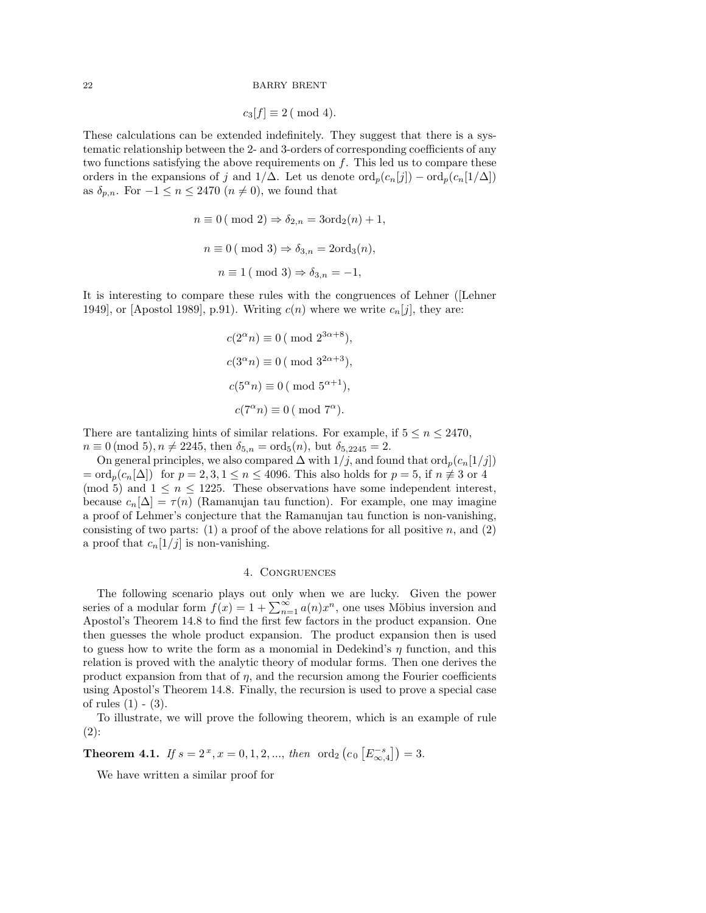$$c_3[f] \equiv 2 \,(\bmod 4).$$

These calculations can be extended indefinitely. They suggest that there is a systematic relationship between the 2- and 3-orders of corresponding coefficients of any two functions satisfying the above requirements on $f$. This led us to compare these orders in the expansions of $j$ and $1/\Delta$. Let us denote $\mathrm{ord}_p(c_n[j]) - \mathrm{ord}_p(c_n[1/\Delta])$ as $\delta_{p,n}$. For $-1 \leq n \leq 2470$ ($n \neq 0$), we found that

$$n \equiv 0 \,(\bmod 2) \Rightarrow \delta_{2,n} = 3\mathrm{ord}_2(n) + 1,$$

$$n \equiv 0 \,(\bmod 3) \Rightarrow \delta_{3,n} = 2\mathrm{ord}_3(n),$$

$$n \equiv 1 \,(\bmod 3) \Rightarrow \delta_{3,n} = -1,$$

It is interesting to compare these rules with the congruences of Lehner ([Lehner 1949], or [Apostol 1989], p.91). Writing $c(n)$ where we write $c_n[j]$, they are:

$$c(2^\alpha n) \equiv 0 \,(\bmod 2^{3\alpha+8}),$$

$$c(3^\alpha n) \equiv 0 \,(\bmod 3^{2\alpha+3}),$$

$$c(5^\alpha n) \equiv 0 \,(\bmod 5^{\alpha+1}),$$

$$c(7^\alpha n) \equiv 0 \,(\bmod 7^{\alpha}).$$

There are tantalizing hints of similar relations. For example, if $5 \leq n \leq 2470$, $n \equiv 0 \,(\mathrm{mod}\ 5), n \neq 2245$, then $\delta_{5,n} = \mathrm{ord}_5(n)$, but $\delta_{5,2245} = 2$.

On general principles, we also compared $\Delta$ with $1/j$, and found that $\mathrm{ord}_p(c_n[1/j]) = \mathrm{ord}_p(c_n[\Delta])$ for $p = 2, 3, 1 \leq n \leq 4096$. This also holds for $p = 5$, if $n \not\equiv 3$ or $4$ (mod 5) and $1 \leq n \leq 1225$. These observations have some independent interest, because $c_n[\Delta] = \tau(n)$ (Ramanujan tau function). For example, one may imagine a proof of Lehmer's conjecture that the Ramanujan tau function is non-vanishing, consisting of two parts: (1) a proof of the above relations for all positive $n$, and (2) a proof that $c_n[1/j]$ is non-vanishing.

## 4. Congruences

The following scenario plays out only when we are lucky. Given the power series of a modular form $f(x) = 1 + \sum_{n=1}^{\infty} a(n)x^n$, one uses Möbius inversion and Apostol's Theorem 14.8 to find the first few factors in the product expansion. One then guesses the whole product expansion. The product expansion then is used to guess how to write the form as a monomial in Dedekind's $\eta$ function, and this relation is proved with the analytic theory of modular forms. Then one derives the product expansion from that of $\eta$, and the recursion among the Fourier coefficients using Apostol's Theorem 14.8. Finally, the recursion is used to prove a special case of rules (1) - (3).

To illustrate, we will prove the following theorem, which is an example of rule (2):

**Theorem 4.1.** *If $s = 2^x, x = 0, 1, 2, ...,$ then* $\mathrm{ord}_2\left(c_0\left[E_{\infty,4}^{-s}\right]\right) = 3.$

We have written a similar proof for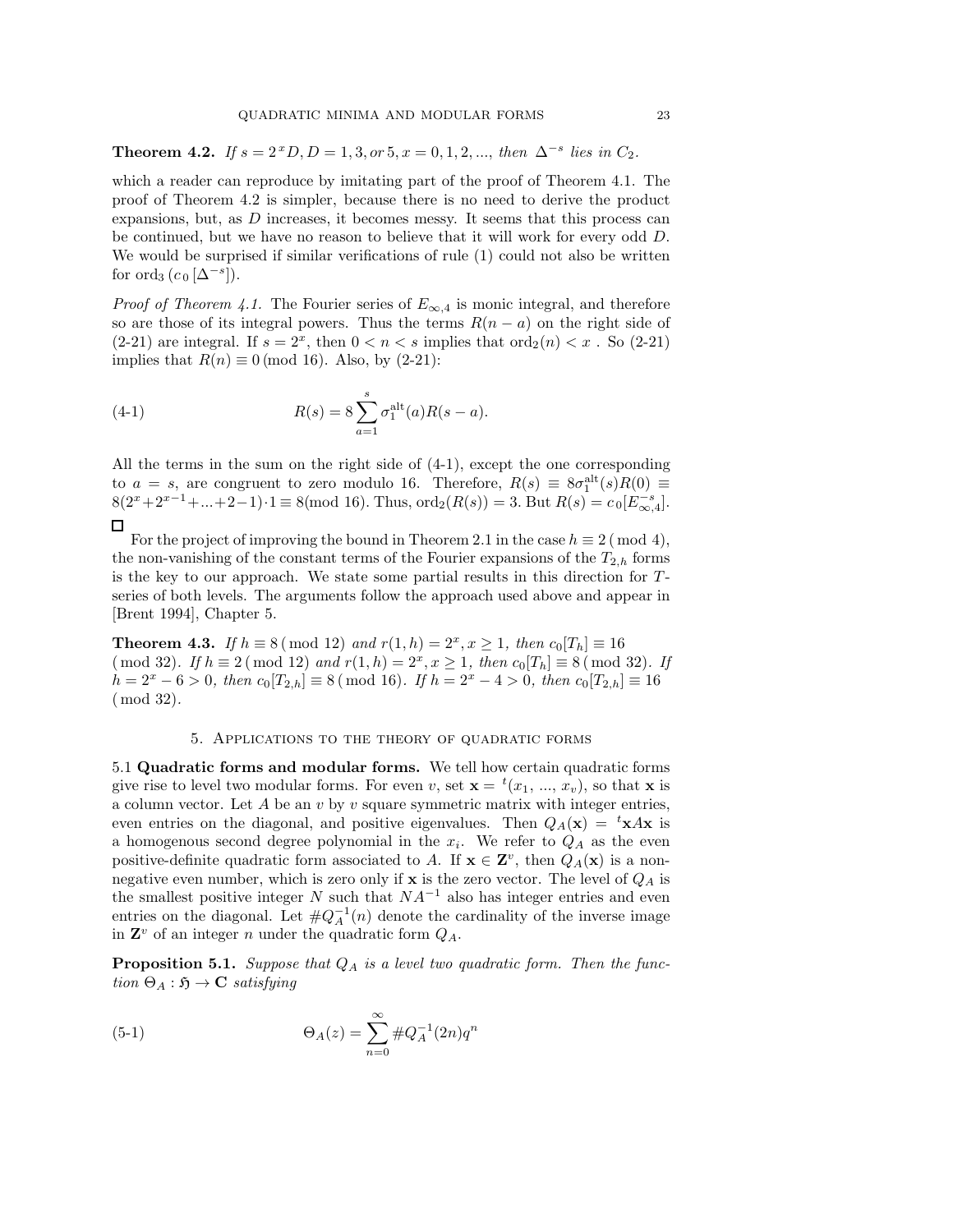**Theorem 4.2.** *If $s = 2^x D, D = 1, 3,$ or $5, x = 0, 1, 2, ...,$ then $\Delta^{-s}$ lies in $C_2$.*

which a reader can reproduce by imitating part of the proof of Theorem 4.1. The proof of Theorem 4.2 is simpler, because there is no need to derive the product expansions, but, as $D$ increases, it becomes messy. It seems that this process can be continued, but we have no reason to believe that it will work for every odd $D$. We would be surprised if similar verifications of rule (1) could not also be written for $\mathrm{ord}_3\,(c_0\,[\Delta^{-s}])$.

*Proof of Theorem 4.1.* The Fourier series of $E_{\infty,4}$ is monic integral, and therefore so are those of its integral powers. Thus the terms $R(n-a)$ on the right side of (2-21) are integral. If $s = 2^x$, then $0 < n < s$ implies that $\mathrm{ord}_2(n) < x$ . So (2-21) implies that $R(n) \equiv 0 \,(\mathrm{mod}\ 16)$. Also, by (2-21):

$$R(s) = 8 \sum_{a=1}^{s} \sigma_1^{\mathrm{alt}}(a) R(s-a). \tag{4-1}$$

All the terms in the sum on the right side of (4-1), except the one corresponding to $a = s$, are congruent to zero modulo 16. Therefore, $R(s) \equiv 8\sigma_1^{\mathrm{alt}}(s)R(0) \equiv 8(2^x + 2^{x-1} + ... + 2 - 1) \cdot 1 \equiv 8 (\mathrm{mod}\ 16)$. Thus, $\mathrm{ord}_2(R(s)) = 3$. But $R(s) = c_0[E_{\infty,4}^{-s}]$. □

For the project of improving the bound in Theorem 2.1 in the case $h \equiv 2\ (\mathrm{mod}\ 4)$, the non-vanishing of the constant terms of the Fourier expansions of the $T_{2,h}$ forms is the key to our approach. We state some partial results in this direction for $T$-series of both levels. The arguments follow the approach used above and appear in [Brent 1994], Chapter 5.

**Theorem 4.3.** *If $h \equiv 8\ (\mathrm{mod}\ 12)$ and $r(1,h) = 2^x, x \geq 1$, then $c_0[T_h] \equiv 16\ (\mathrm{mod}\ 32)$. If $h \equiv 2\ (\mathrm{mod}\ 12)$ and $r(1,h) = 2^x, x \geq 1$, then $c_0[T_h] \equiv 8\ (\mathrm{mod}\ 32)$. If $h = 2^x - 6 > 0$, then $c_0[T_{2,h}] \equiv 8\ (\mathrm{mod}\ 16)$. If $h = 2^x - 4 > 0$, then $c_0[T_{2,h}] \equiv 16\ (\mathrm{mod}\ 32)$.*

## 5. Applications to the theory of quadratic forms

5.1 **Quadratic forms and modular forms.** We tell how certain quadratic forms give rise to level two modular forms. For even $v$, set $\mathbf{x} = {}^t(x_1, ..., x_v)$, so that $\mathbf{x}$ is a column vector. Let $A$ be an $v$ by $v$ square symmetric matrix with integer entries, even entries on the diagonal, and positive eigenvalues. Then $Q_A(\mathbf{x}) = {}^t\mathbf{x}A\mathbf{x}$ is a homogenous second degree polynomial in the $x_i$. We refer to $Q_A$ as the even positive-definite quadratic form associated to $A$. If $\mathbf{x} \in \mathbf{Z}^v$, then $Q_A(\mathbf{x})$ is a non-negative even number, which is zero only if $\mathbf{x}$ is the zero vector. The level of $Q_A$ is the smallest positive integer $N$ such that $NA^{-1}$ also has integer entries and even entries on the diagonal. Let $\#Q_A^{-1}(n)$ denote the cardinality of the inverse image in $\mathbf{Z}^v$ of an integer $n$ under the quadratic form $Q_A$.

**Proposition 5.1.** *Suppose that $Q_A$ is a level two quadratic form. Then the function $\Theta_A : \mathfrak{H} \to \mathbf{C}$ satisfying*

$$\Theta_A(z) = \sum_{n=0}^{\infty} \#Q_A^{-1}(2n) q^n \tag{5-1}$$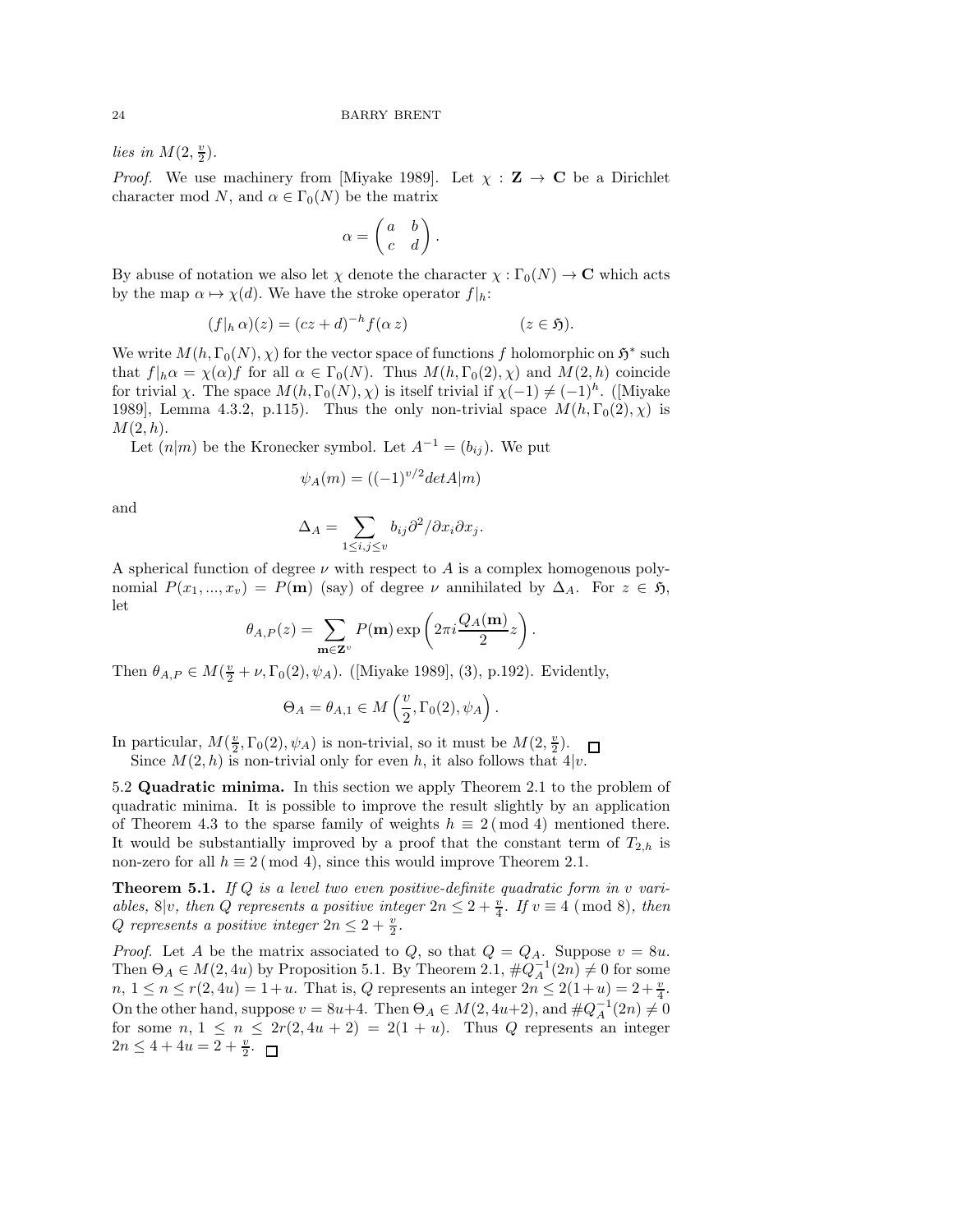*lies in* $M(2, \frac{v}{2})$.

*Proof.* We use machinery from [Miyake 1989]. Let $\chi : \mathbf{Z} \to \mathbf{C}$ be a Dirichlet character mod $N$, and $\alpha \in \Gamma_0(N)$ be the matrix

$$\alpha = \begin{pmatrix} a & b \\ c & d \end{pmatrix}.$$

By abuse of notation we also let $\chi$ denote the character $\chi : \Gamma_0(N) \to \mathbf{C}$ which acts by the map $\alpha \mapsto \chi(d)$. We have the stroke operator $f|_h$:

$$(f|_h\, \alpha)(z) = (cz + d)^{-h} f(\alpha\, z) \qquad\qquad (z \in \mathfrak{H}).$$

We write $M(h, \Gamma_0(N), \chi)$ for the vector space of functions $f$ holomorphic on $\mathfrak{H}^*$ such that $f|_h\alpha = \chi(\alpha)f$ for all $\alpha \in \Gamma_0(N)$. Thus $M(h, \Gamma_0(2), \chi)$ and $M(2, h)$ coincide for trivial $\chi$. The space $M(h, \Gamma_0(N), \chi)$ is itself trivial if $\chi(-1) \neq (-1)^h$. ([Miyake 1989], Lemma 4.3.2, p.115). Thus the only non-trivial space $M(h, \Gamma_0(2), \chi)$ is $M(2, h)$.

Let $(n|m)$ be the Kronecker symbol. Let $A^{-1} = (b_{ij})$. We put

$$\psi_A(m) = ((-1)^{v/2} det A | m)$$

and

$$\Delta_A = \sum_{1 \le i,j \le v} b_{ij} \partial^2 / \partial x_i \partial x_j.$$

A spherical function of degree $\nu$ with respect to $A$ is a complex homogenous polynomial $P(x_1, ..., x_v) = P(\mathbf{m})$ (say) of degree $\nu$ annihilated by $\Delta_A$. For $z \in \mathfrak{H}$, let

$$\theta_{A,P}(z) = \sum_{\mathbf{m} \in \mathbf{Z}^v} P(\mathbf{m}) \exp\left(2\pi i \frac{Q_A(\mathbf{m})}{2} z\right).$$

Then $\theta_{A,P} \in M(\frac{v}{2} + \nu, \Gamma_0(2), \psi_A)$. ([Miyake 1989], (3), p.192). Evidently,

$$\Theta_A = \theta_{A,1} \in M\left(\frac{v}{2}, \Gamma_0(2), \psi_A\right).$$

In particular, $M(\frac{v}{2}, \Gamma_0(2), \psi_A)$ is non-trivial, so it must be $M(2, \frac{v}{2})$. □

Since $M(2, h)$ is non-trivial only for even $h$, it also follows that $4|v$.

5.2 **Quadratic minima.** In this section we apply Theorem 2.1 to the problem of quadratic minima. It is possible to improve the result slightly by an application of Theorem 4.3 to the sparse family of weights $h \equiv 2 \,(\bmod\, 4)$ mentioned there. It would be substantially improved by a proof that the constant term of $T_{2,h}$ is non-zero for all $h \equiv 2 \,(\bmod\, 4)$, since this would improve Theorem 2.1.

**Theorem 5.1.** *If $Q$ is a level two even positive-definite quadratic form in $v$ variables, $8|v$, then $Q$ represents a positive integer $2n \le 2 + \frac{v}{4}$. If $v \equiv 4 \,(\bmod\, 8)$, then $Q$ represents a positive integer $2n \le 2 + \frac{v}{2}$.*

*Proof.* Let $A$ be the matrix associated to $Q$, so that $Q = Q_A$. Suppose $v = 8u$. Then $\Theta_A \in M(2, 4u)$ by Proposition 5.1. By Theorem 2.1, $\# Q_A^{-1}(2n) \neq 0$ for some $n$, $1 \le n \le r(2, 4u) = 1 + u$. That is, $Q$ represents an integer $2n \le 2(1 + u) = 2 + \frac{v}{4}$. On the other hand, suppose $v = 8u + 4$. Then $\Theta_A \in M(2, 4u + 2)$, and $\# Q_A^{-1}(2n) \neq 0$ for some $n$, $1 \le n \le 2r(2, 4u + 2) = 2(1 + u)$. Thus $Q$ represents an integer $2n \le 4 + 4u = 2 + \frac{v}{2}$. □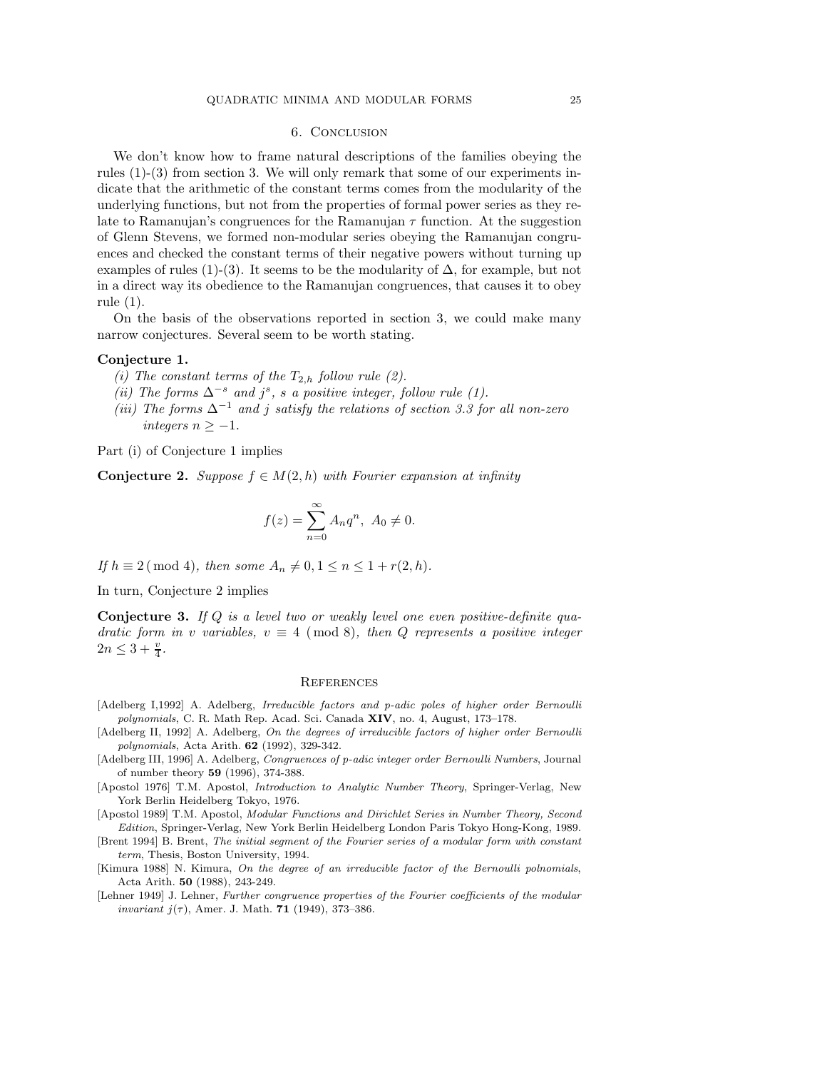## 6. Conclusion

We don't know how to frame natural descriptions of the families obeying the rules (1)-(3) from section 3. We will only remark that some of our experiments indicate that the arithmetic of the constant terms comes from the modularity of the underlying functions, but not from the properties of formal power series as they relate to Ramanujan's congruences for the Ramanujan $\tau$ function. At the suggestion of Glenn Stevens, we formed non-modular series obeying the Ramanujan congruences and checked the constant terms of their negative powers without turning up examples of rules (1)-(3). It seems to be the modularity of $\Delta$, for example, but not in a direct way its obedience to the Ramanujan congruences, that causes it to obey rule (1).

On the basis of the observations reported in section 3, we could make many narrow conjectures. Several seem to be worth stating.

**Conjecture 1.**

*(i) The constant terms of the $T_{2,h}$ follow rule (2).*

*(ii) The forms $\Delta^{-s}$ and $j^s$, $s$ a positive integer, follow rule (1).*

*(iii) The forms $\Delta^{-1}$ and $j$ satisfy the relations of section 3.3 for all non-zero integers $n \geq -1$.*

Part (i) of Conjecture 1 implies

**Conjecture 2.** *Suppose $f \in M(2,h)$ with Fourier expansion at infinity*

$$f(z) = \sum_{n=0}^{\infty} A_n q^n, \ A_0 \neq 0.$$

*If $h \equiv 2 \pmod 4$, then some $A_n \neq 0, 1 \leq n \leq 1 + r(2,h)$.*

In turn, Conjecture 2 implies

**Conjecture 3.** *If $Q$ is a level two or weakly level one even positive-definite quadratic form in $v$ variables, $v \equiv 4 \pmod 8$, then $Q$ represents a positive integer $2n \leq 3 + \frac{v}{4}$.*

## References

[Adelberg I,1992] A. Adelberg, *Irreducible factors and p-adic poles of higher order Bernoulli polynomials*, C. R. Math Rep. Acad. Sci. Canada **XIV**, no. 4, August, 173–178.

[Adelberg II, 1992] A. Adelberg, *On the degrees of irreducible factors of higher order Bernoulli polynomials*, Acta Arith. **62** (1992), 329-342.

[Adelberg III, 1996] A. Adelberg, *Congruences of p-adic integer order Bernoulli Numbers*, Journal of number theory **59** (1996), 374-388.

[Apostol 1976] T.M. Apostol, *Introduction to Analytic Number Theory*, Springer-Verlag, New York Berlin Heidelberg Tokyo, 1976.

[Apostol 1989] T.M. Apostol, *Modular Functions and Dirichlet Series in Number Theory, Second Edition*, Springer-Verlag, New York Berlin Heidelberg London Paris Tokyo Hong-Kong, 1989.

[Brent 1994] B. Brent, *The initial segment of the Fourier series of a modular form with constant term*, Thesis, Boston University, 1994.

[Kimura 1988] N. Kimura, *On the degree of an irreducible factor of the Bernoulli polnomials*, Acta Arith. **50** (1988), 243-249.

[Lehner 1949] J. Lehner, *Further congruence properties of the Fourier coefficients of the modular invariant $j(\tau)$*, Amer. J. Math. **71** (1949), 373–386.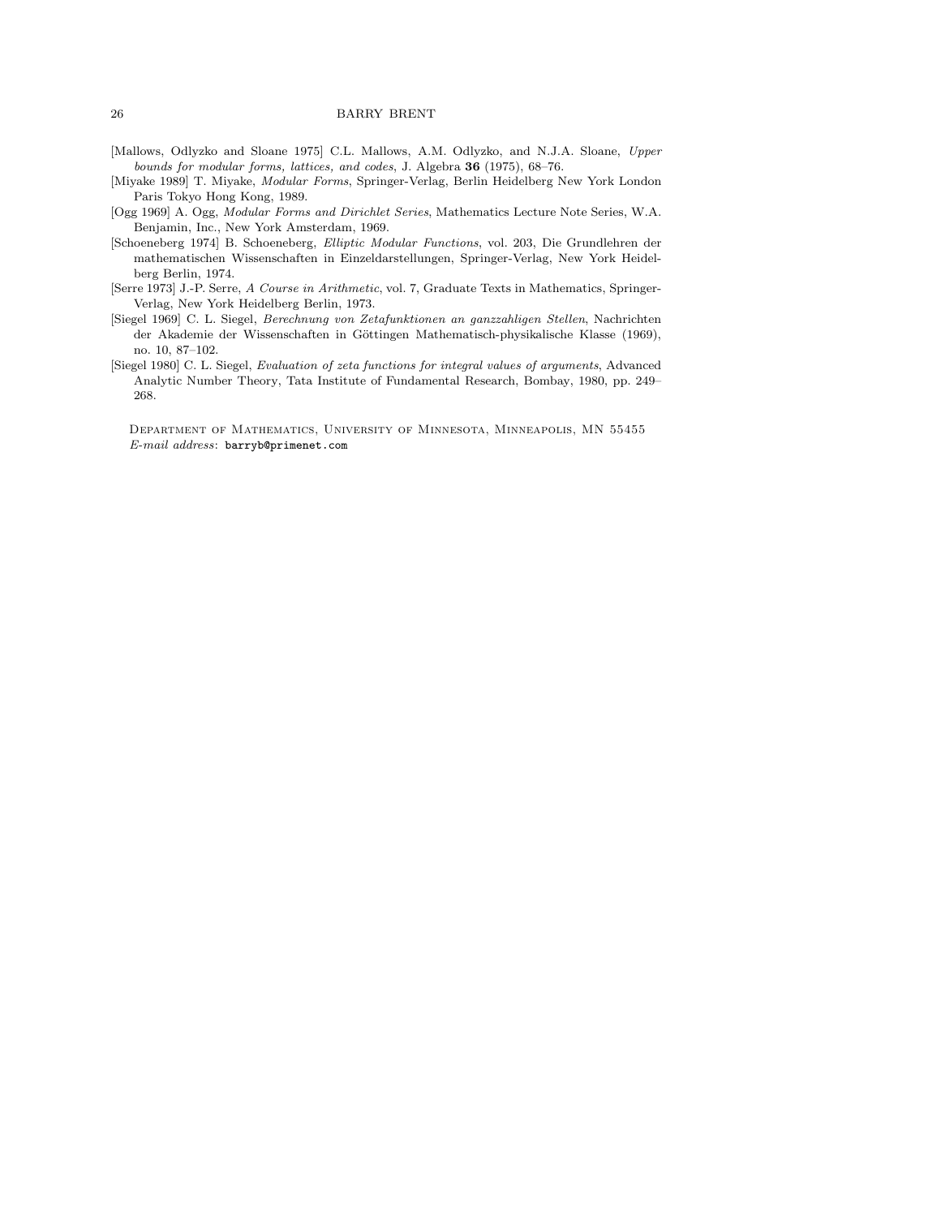[Mallows, Odlyzko and Sloane 1975] C.L. Mallows, A.M. Odlyzko, and N.J.A. Sloane, *Upper bounds for modular forms, lattices, and codes*, J. Algebra **36** (1975), 68–76.

[Miyake 1989] T. Miyake, *Modular Forms*, Springer-Verlag, Berlin Heidelberg New York London Paris Tokyo Hong Kong, 1989.

[Ogg 1969] A. Ogg, *Modular Forms and Dirichlet Series*, Mathematics Lecture Note Series, W.A. Benjamin, Inc., New York Amsterdam, 1969.

[Schoeneberg 1974] B. Schoeneberg, *Elliptic Modular Functions*, vol. 203, Die Grundlehren der mathematischen Wissenschaften in Einzeldarstellungen, Springer-Verlag, New York Heidelberg Berlin, 1974.

[Serre 1973] J.-P. Serre, *A Course in Arithmetic*, vol. 7, Graduate Texts in Mathematics, Springer-Verlag, New York Heidelberg Berlin, 1973.

[Siegel 1969] C. L. Siegel, *Berechnung von Zetafunktionen an ganzzahligen Stellen*, Nachrichten der Akademie der Wissenschaften in Göttingen Mathematisch-physikalische Klasse (1969), no. 10, 87–102.

[Siegel 1980] C. L. Siegel, *Evaluation of zeta functions for integral values of arguments*, Advanced Analytic Number Theory, Tata Institute of Fundamental Research, Bombay, 1980, pp. 249–268.

Department of Mathematics, University of Minnesota, Minneapolis, MN 55455
*E-mail address*: barryb@primenet.com